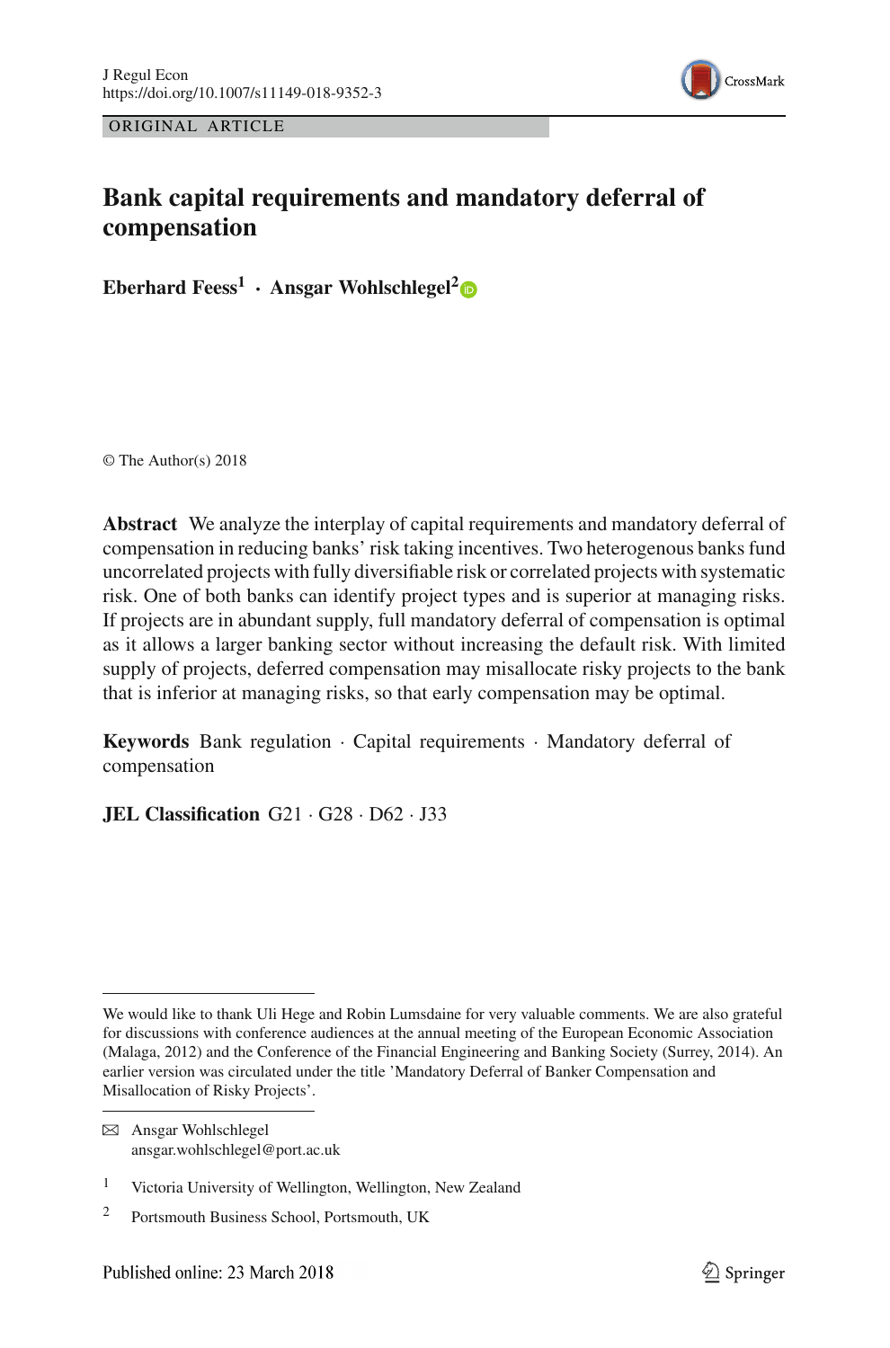ORIGINAL ARTICLE

# Bank capital requirements and mandatory deferral of compensation

**Eberhard Feess[1] · Ansgar Wohlschlegel[2]**

© The Author(s) 2018

**Abstract** We analyze the interplay of capital requirements and mandatory deferral of compensation in reducing banks' risk taking incentives. Two heterogenous banks fund uncorrelated projects with fully diversifiable risk or correlated projects with systematic risk. One of both banks can identify project types and is superior at managing risks. If projects are in abundant supply, full mandatory deferral of compensation is optimal as it allows a larger banking sector without increasing the default risk. With limited supply of projects, deferred compensation may misallocate risky projects to the bank that is inferior at managing risks, so that early compensation may be optimal.

**Keywords** Bank regulation · Capital requirements · Mandatory deferral of compensation

**JEL Classification** G21 · G28 · D62 · J33

---

We would like to thank Uli Hege and Robin Lumsdaine for very valuable comments. We are also grateful for discussions with conference audiences at the annual meeting of the European Economic Association (Malaga, 2012) and the Conference of the Financial Engineering and Banking Society (Surrey, 2014). An earlier version was circulated under the title 'Mandatory Deferral of Banker Compensation and Misallocation of Risky Projects'.

✉ Ansgar Wohlschlegel
ansgar.wohlschlegel@port.ac.uk

[1] Victoria University of Wellington, Wellington, New Zealand

[2] Portsmouth Business School, Portsmouth, UK

Published online: 23 March 2018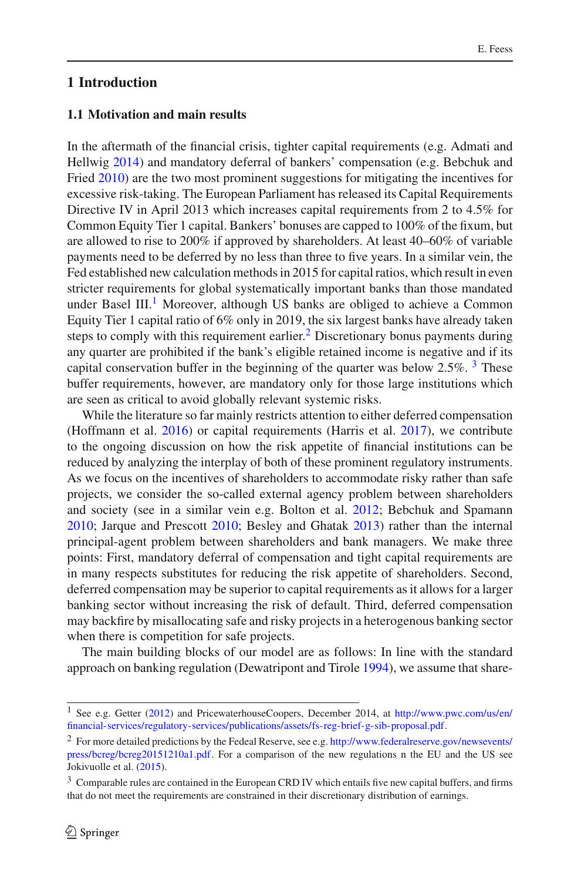# 1 Introduction

## 1.1 Motivation and main results

In the aftermath of the financial crisis, tighter capital requirements (e.g. Admati and Hellwig 2014) and mandatory deferral of bankers' compensation (e.g. Bebchuk and Fried 2010) are the two most prominent suggestions for mitigating the incentives for excessive risk-taking. The European Parliament has released its Capital Requirements Directive IV in April 2013 which increases capital requirements from 2 to 4.5% for Common Equity Tier 1 capital. Bankers' bonuses are capped to 100% of the fixum, but are allowed to rise to 200% if approved by shareholders. At least 40–60% of variable payments need to be deferred by no less than three to five years. In a similar vein, the Fed established new calculation methods in 2015 for capital ratios, which result in even stricter requirements for global systematically important banks than those mandated under Basel III.[1] Moreover, although US banks are obliged to achieve a Common Equity Tier 1 capital ratio of 6% only in 2019, the six largest banks have already taken steps to comply with this requirement earlier.[2] Discretionary bonus payments during any quarter are prohibited if the bank's eligible retained income is negative and if its capital conservation buffer in the beginning of the quarter was below 2.5%. [3] These buffer requirements, however, are mandatory only for those large institutions which are seen as critical to avoid globally relevant systemic risks.

While the literature so far mainly restricts attention to either deferred compensation (Hoffmann et al. 2016) or capital requirements (Harris et al. 2017), we contribute to the ongoing discussion on how the risk appetite of financial institutions can be reduced by analyzing the interplay of both of these prominent regulatory instruments. As we focus on the incentives of shareholders to accommodate risky rather than safe projects, we consider the so-called external agency problem between shareholders and society (see in a similar vein e.g. Bolton et al. 2012; Bebchuk and Spamann 2010; Jarque and Prescott 2010; Besley and Ghatak 2013) rather than the internal principal-agent problem between shareholders and bank managers. We make three points: First, mandatory deferral of compensation and tight capital requirements are in many respects substitutes for reducing the risk appetite of shareholders. Second, deferred compensation may be superior to capital requirements as it allows for a larger banking sector without increasing the risk of default. Third, deferred compensation may backfire by misallocating safe and risky projects in a heterogenous banking sector when there is competition for safe projects.

The main building blocks of our model are as follows: In line with the standard approach on banking regulation (Dewatripont and Tirole 1994), we assume that share-

---

[1] See e.g. Getter (2012) and PricewaterhouseCoopers, December 2014, at http://www.pwc.com/us/en/financial-services/regulatory-services/publications/assets/fs-reg-brief-g-sib-proposal.pdf.

[2] For more detailed predictions by the Fedeal Reserve, see e.g. http://www.federalreserve.gov/newsevents/press/bcreg/bcreg20151210a1.pdf. For a comparison of the new regulations n the EU and the US see Jokivuolle et al. (2015).

[3] Comparable rules are contained in the European CRD IV which entails five new capital buffers, and firms that do not meet the requirements are constrained in their discretionary distribution of earnings.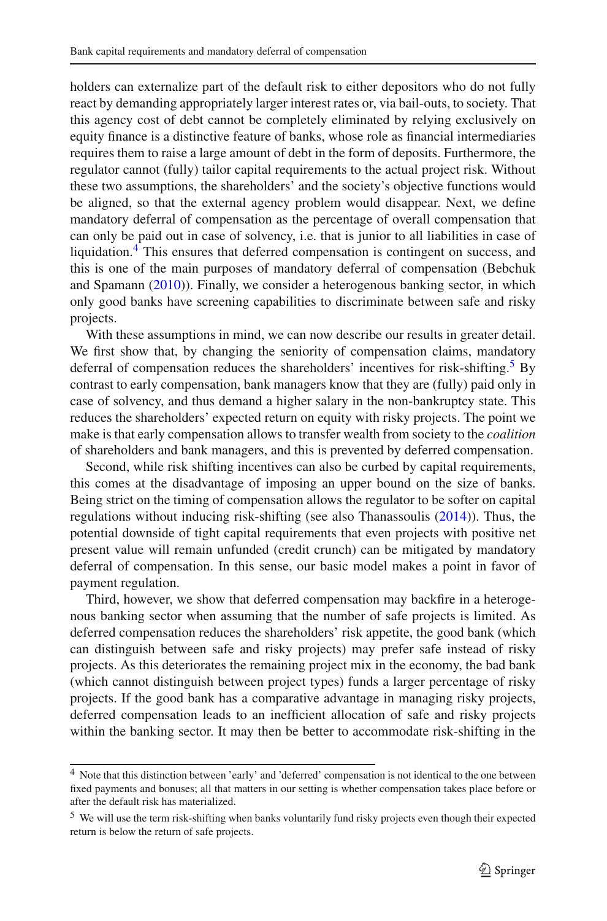holders can externalize part of the default risk to either depositors who do not fully react by demanding appropriately larger interest rates or, via bail-outs, to society. That this agency cost of debt cannot be completely eliminated by relying exclusively on equity finance is a distinctive feature of banks, whose role as financial intermediaries requires them to raise a large amount of debt in the form of deposits. Furthermore, the regulator cannot (fully) tailor capital requirements to the actual project risk. Without these two assumptions, the shareholders' and the society's objective functions would be aligned, so that the external agency problem would disappear. Next, we define mandatory deferral of compensation as the percentage of overall compensation that can only be paid out in case of solvency, i.e. that is junior to all liabilities in case of liquidation.[4] This ensures that deferred compensation is contingent on success, and this is one of the main purposes of mandatory deferral of compensation (Bebchuk and Spamann (2010)). Finally, we consider a heterogenous banking sector, in which only good banks have screening capabilities to discriminate between safe and risky projects.

With these assumptions in mind, we can now describe our results in greater detail. We first show that, by changing the seniority of compensation claims, mandatory deferral of compensation reduces the shareholders' incentives for risk-shifting.[5] By contrast to early compensation, bank managers know that they are (fully) paid only in case of solvency, and thus demand a higher salary in the non-bankruptcy state. This reduces the shareholders' expected return on equity with risky projects. The point we make is that early compensation allows to transfer wealth from society to the *coalition* of shareholders and bank managers, and this is prevented by deferred compensation.

Second, while risk shifting incentives can also be curbed by capital requirements, this comes at the disadvantage of imposing an upper bound on the size of banks. Being strict on the timing of compensation allows the regulator to be softer on capital regulations without inducing risk-shifting (see also Thanassoulis (2014)). Thus, the potential downside of tight capital requirements that even projects with positive net present value will remain unfunded (credit crunch) can be mitigated by mandatory deferral of compensation. In this sense, our basic model makes a point in favor of payment regulation.

Third, however, we show that deferred compensation may backfire in a heterogenous banking sector when assuming that the number of safe projects is limited. As deferred compensation reduces the shareholders' risk appetite, the good bank (which can distinguish between safe and risky projects) may prefer safe instead of risky projects. As this deteriorates the remaining project mix in the economy, the bad bank (which cannot distinguish between project types) funds a larger percentage of risky projects. If the good bank has a comparative advantage in managing risky projects, deferred compensation leads to an inefficient allocation of safe and risky projects within the banking sector. It may then be better to accommodate risk-shifting in the

[4] Note that this distinction between 'early' and 'deferred' compensation is not identical to the one between fixed payments and bonuses; all that matters in our setting is whether compensation takes place before or after the default risk has materialized.

[5] We will use the term risk-shifting when banks voluntarily fund risky projects even though their expected return is below the return of safe projects.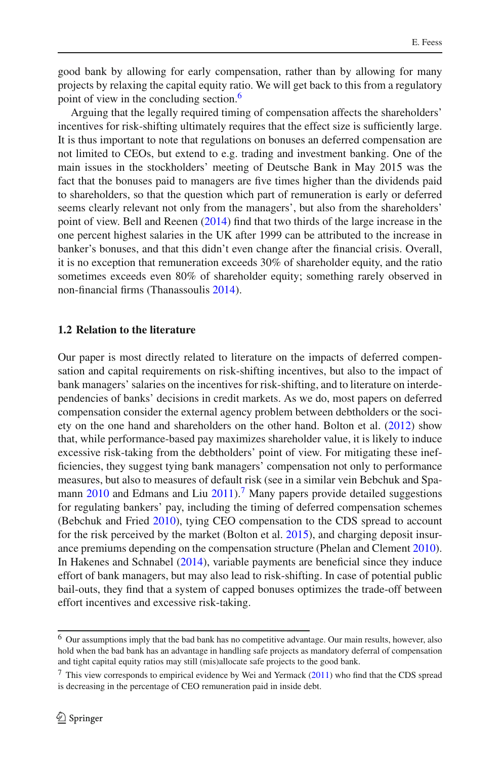good bank by allowing for early compensation, rather than by allowing for many projects by relaxing the capital equity ratio. We will get back to this from a regulatory point of view in the concluding section.[6]

Arguing that the legally required timing of compensation affects the shareholders' incentives for risk-shifting ultimately requires that the effect size is sufficiently large. It is thus important to note that regulations on bonuses an deferred compensation are not limited to CEOs, but extend to e.g. trading and investment banking. One of the main issues in the stockholders' meeting of Deutsche Bank in May 2015 was the fact that the bonuses paid to managers are five times higher than the dividends paid to shareholders, so that the question which part of remuneration is early or deferred seems clearly relevant not only from the managers', but also from the shareholders' point of view. Bell and Reenen (2014) find that two thirds of the large increase in the one percent highest salaries in the UK after 1999 can be attributed to the increase in banker's bonuses, and that this didn't even change after the financial crisis. Overall, it is no exception that remuneration exceeds 30% of shareholder equity, and the ratio sometimes exceeds even 80% of shareholder equity; something rarely observed in non-financial firms (Thanassoulis 2014).

### 1.2 Relation to the literature

Our paper is most directly related to literature on the impacts of deferred compensation and capital requirements on risk-shifting incentives, but also to the impact of bank managers' salaries on the incentives for risk-shifting, and to literature on interdependencies of banks' decisions in credit markets. As we do, most papers on deferred compensation consider the external agency problem between debtholders or the society on the one hand and shareholders on the other hand. Bolton et al. (2012) show that, while performance-based pay maximizes shareholder value, it is likely to induce excessive risk-taking from the debtholders' point of view. For mitigating these inefficiencies, they suggest tying bank managers' compensation not only to performance measures, but also to measures of default risk (see in a similar vein Bebchuk and Spamann 2010 and Edmans and Liu 2011).[7] Many papers provide detailed suggestions for regulating bankers' pay, including the timing of deferred compensation schemes (Bebchuk and Fried 2010), tying CEO compensation to the CDS spread to account for the risk perceived by the market (Bolton et al. 2015), and charging deposit insurance premiums depending on the compensation structure (Phelan and Clement 2010). In Hakenes and Schnabel (2014), variable payments are beneficial since they induce effort of bank managers, but may also lead to risk-shifting. In case of potential public bail-outs, they find that a system of capped bonuses optimizes the trade-off between effort incentives and excessive risk-taking.

---

[6] Our assumptions imply that the bad bank has no competitive advantage. Our main results, however, also hold when the bad bank has an advantage in handling safe projects as mandatory deferral of compensation and tight capital equity ratios may still (mis)allocate safe projects to the good bank.

[7] This view corresponds to empirical evidence by Wei and Yermack (2011) who find that the CDS spread is decreasing in the percentage of CEO remuneration paid in inside debt.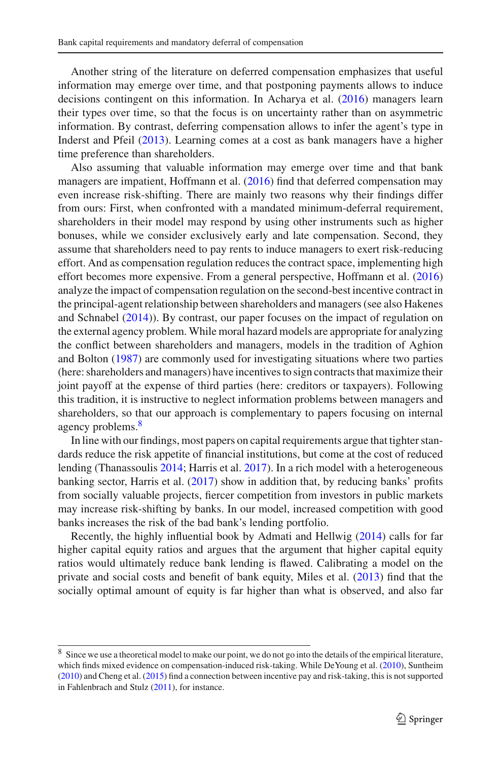Another string of the literature on deferred compensation emphasizes that useful information may emerge over time, and that postponing payments allows to induce decisions contingent on this information. In Acharya et al. (2016) managers learn their types over time, so that the focus is on uncertainty rather than on asymmetric information. By contrast, deferring compensation allows to infer the agent's type in Inderst and Pfeil (2013). Learning comes at a cost as bank managers have a higher time preference than shareholders.

Also assuming that valuable information may emerge over time and that bank managers are impatient, Hoffmann et al. (2016) find that deferred compensation may even increase risk-shifting. There are mainly two reasons why their findings differ from ours: First, when confronted with a mandated minimum-deferral requirement, shareholders in their model may respond by using other instruments such as higher bonuses, while we consider exclusively early and late compensation. Second, they assume that shareholders need to pay rents to induce managers to exert risk-reducing effort. And as compensation regulation reduces the contract space, implementing high effort becomes more expensive. From a general perspective, Hoffmann et al. (2016) analyze the impact of compensation regulation on the second-best incentive contract in the principal-agent relationship between shareholders and managers (see also Hakenes and Schnabel (2014)). By contrast, our paper focuses on the impact of regulation on the external agency problem. While moral hazard models are appropriate for analyzing the conflict between shareholders and managers, models in the tradition of Aghion and Bolton (1987) are commonly used for investigating situations where two parties (here: shareholders and managers) have incentives to sign contracts that maximize their joint payoff at the expense of third parties (here: creditors or taxpayers). Following this tradition, it is instructive to neglect information problems between managers and shareholders, so that our approach is complementary to papers focusing on internal agency problems.[8]

In line with our findings, most papers on capital requirements argue that tighter standards reduce the risk appetite of financial institutions, but come at the cost of reduced lending (Thanassoulis 2014; Harris et al. 2017). In a rich model with a heterogeneous banking sector, Harris et al. (2017) show in addition that, by reducing banks' profits from socially valuable projects, fiercer competition from investors in public markets may increase risk-shifting by banks. In our model, increased competition with good banks increases the risk of the bad bank's lending portfolio.

Recently, the highly influential book by Admati and Hellwig (2014) calls for far higher capital equity ratios and argues that the argument that higher capital equity ratios would ultimately reduce bank lending is flawed. Calibrating a model on the private and social costs and benefit of bank equity, Miles et al. (2013) find that the socially optimal amount of equity is far higher than what is observed, and also far

---

[8] Since we use a theoretical model to make our point, we do not go into the details of the empirical literature, which finds mixed evidence on compensation-induced risk-taking. While DeYoung et al. (2010), Suntheim (2010) and Cheng et al. (2015) find a connection between incentive pay and risk-taking, this is not supported in Fahlenbrach and Stulz (2011), for instance.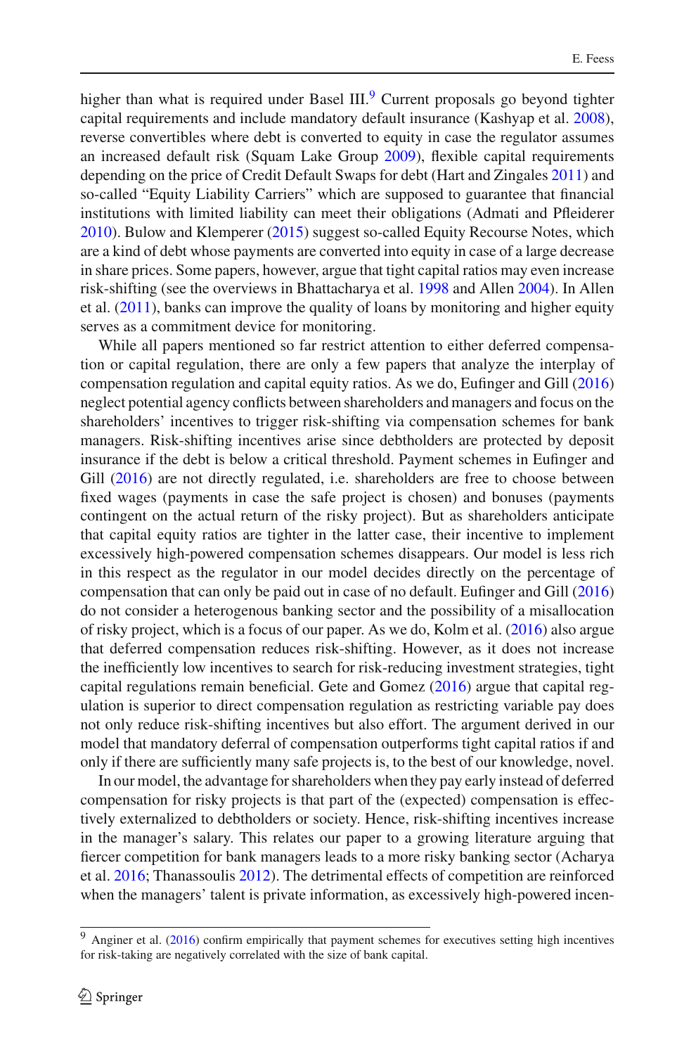higher than what is required under Basel III.[9] Current proposals go beyond tighter capital requirements and include mandatory default insurance (Kashyap et al. 2008), reverse convertibles where debt is converted to equity in case the regulator assumes an increased default risk (Squam Lake Group 2009), flexible capital requirements depending on the price of Credit Default Swaps for debt (Hart and Zingales 2011) and so-called "Equity Liability Carriers" which are supposed to guarantee that financial institutions with limited liability can meet their obligations (Admati and Pfleiderer 2010). Bulow and Klemperer (2015) suggest so-called Equity Recourse Notes, which are a kind of debt whose payments are converted into equity in case of a large decrease in share prices. Some papers, however, argue that tight capital ratios may even increase risk-shifting (see the overviews in Bhattacharya et al. 1998 and Allen 2004). In Allen et al. (2011), banks can improve the quality of loans by monitoring and higher equity serves as a commitment device for monitoring.

While all papers mentioned so far restrict attention to either deferred compensation or capital regulation, there are only a few papers that analyze the interplay of compensation regulation and capital equity ratios. As we do, Eufinger and Gill (2016) neglect potential agency conflicts between shareholders and managers and focus on the shareholders' incentives to trigger risk-shifting via compensation schemes for bank managers. Risk-shifting incentives arise since debtholders are protected by deposit insurance if the debt is below a critical threshold. Payment schemes in Eufinger and Gill (2016) are not directly regulated, i.e. shareholders are free to choose between fixed wages (payments in case the safe project is chosen) and bonuses (payments contingent on the actual return of the risky project). But as shareholders anticipate that capital equity ratios are tighter in the latter case, their incentive to implement excessively high-powered compensation schemes disappears. Our model is less rich in this respect as the regulator in our model decides directly on the percentage of compensation that can only be paid out in case of no default. Eufinger and Gill (2016) do not consider a heterogenous banking sector and the possibility of a misallocation of risky project, which is a focus of our paper. As we do, Kolm et al. (2016) also argue that deferred compensation reduces risk-shifting. However, as it does not increase the inefficiently low incentives to search for risk-reducing investment strategies, tight capital regulations remain beneficial. Gete and Gomez (2016) argue that capital regulation is superior to direct compensation regulation as restricting variable pay does not only reduce risk-shifting incentives but also effort. The argument derived in our model that mandatory deferral of compensation outperforms tight capital ratios if and only if there are sufficiently many safe projects is, to the best of our knowledge, novel.

In our model, the advantage for shareholders when they pay early instead of deferred compensation for risky projects is that part of the (expected) compensation is effectively externalized to debtholders or society. Hence, risk-shifting incentives increase in the manager's salary. This relates our paper to a growing literature arguing that fiercer competition for bank managers leads to a more risky banking sector (Acharya et al. 2016; Thanassoulis 2012). The detrimental effects of competition are reinforced when the managers' talent is private information, as excessively high-powered incen-

[9] Anginer et al. (2016) confirm empirically that payment schemes for executives setting high incentives for risk-taking are negatively correlated with the size of bank capital.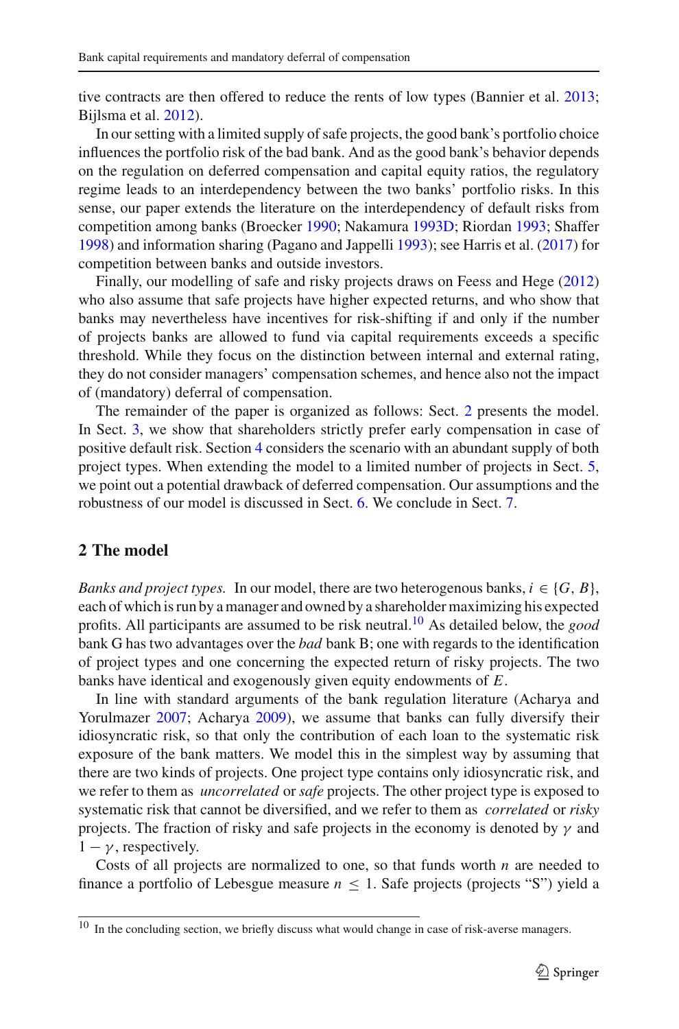tive contracts are then offered to reduce the rents of low types (Bannier et al. 2013; Bijlsma et al. 2012).

In our setting with a limited supply of safe projects, the good bank's portfolio choice influences the portfolio risk of the bad bank. And as the good bank's behavior depends on the regulation on deferred compensation and capital equity ratios, the regulatory regime leads to an interdependency between the two banks' portfolio risks. In this sense, our paper extends the literature on the interdependency of default risks from competition among banks (Broecker 1990; Nakamura 1993D; Riordan 1993; Shaffer 1998) and information sharing (Pagano and Jappelli 1993); see Harris et al. (2017) for competition between banks and outside investors.

Finally, our modelling of safe and risky projects draws on Feess and Hege (2012) who also assume that safe projects have higher expected returns, and who show that banks may nevertheless have incentives for risk-shifting if and only if the number of projects banks are allowed to fund via capital requirements exceeds a specific threshold. While they focus on the distinction between internal and external rating, they do not consider managers' compensation schemes, and hence also not the impact of (mandatory) deferral of compensation.

The remainder of the paper is organized as follows: Sect. 2 presents the model. In Sect. 3, we show that shareholders strictly prefer early compensation in case of positive default risk. Section 4 considers the scenario with an abundant supply of both project types. When extending the model to a limited number of projects in Sect. 5, we point out a potential drawback of deferred compensation. Our assumptions and the robustness of our model is discussed in Sect. 6. We conclude in Sect. 7.

## 2 The model

*Banks and project types.* In our model, there are two heterogenous banks, $i \in \{G, B\}$, each of which is run by a manager and owned by a shareholder maximizing his expected profits. All participants are assumed to be risk neutral.[10] As detailed below, the *good* bank G has two advantages over the *bad* bank B; one with regards to the identification of project types and one concerning the expected return of risky projects. The two banks have identical and exogenously given equity endowments of $E$.

In line with standard arguments of the bank regulation literature (Acharya and Yorulmazer 2007; Acharya 2009), we assume that banks can fully diversify their idiosyncratic risk, so that only the contribution of each loan to the systematic risk exposure of the bank matters. We model this in the simplest way by assuming that there are two kinds of projects. One project type contains only idiosyncratic risk, and we refer to them as *uncorrelated* or *safe* projects. The other project type is exposed to systematic risk that cannot be diversified, and we refer to them as *correlated* or *risky* projects. The fraction of risky and safe projects in the economy is denoted by $\gamma$ and $1 - \gamma$, respectively.

Costs of all projects are normalized to one, so that funds worth $n$ are needed to finance a portfolio of Lebesgue measure $n \leq 1$. Safe projects (projects "S") yield a

[10] In the concluding section, we briefly discuss what would change in case of risk-averse managers.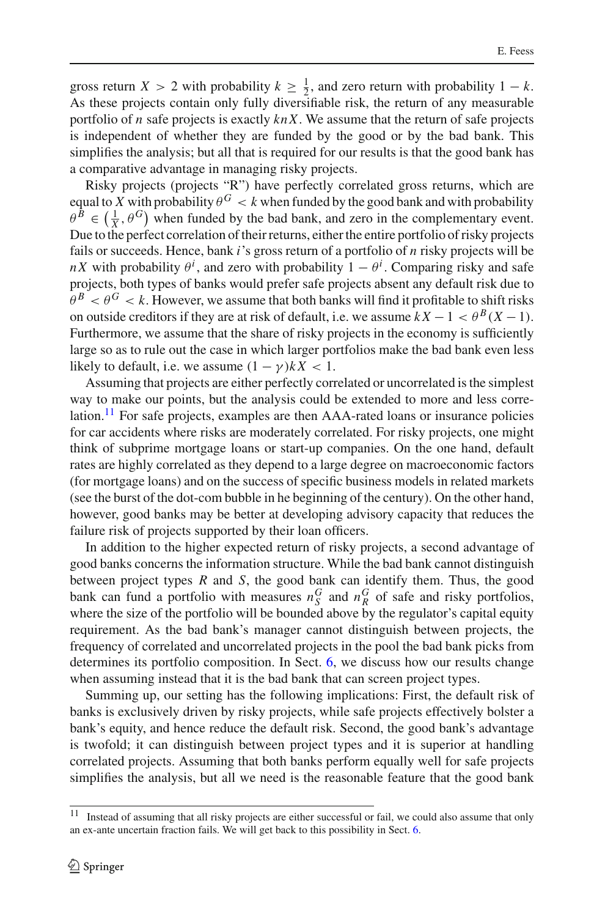gross return $X > 2$ with probability $k \geq \frac{1}{2}$, and zero return with probability $1 - k$. As these projects contain only fully diversifiable risk, the return of any measurable portfolio of $n$ safe projects is exactly $knX$. We assume that the return of safe projects is independent of whether they are funded by the good or by the bad bank. This simplifies the analysis; but all that is required for our results is that the good bank has a comparative advantage in managing risky projects.

Risky projects (projects "R") have perfectly correlated gross returns, which are equal to $X$ with probability $\theta^G < k$ when funded by the good bank and with probability $\theta^B \in \left(\frac{1}{X}, \theta^G\right)$ when funded by the bad bank, and zero in the complementary event. Due to the perfect correlation of their returns, either the entire portfolio of risky projects fails or succeeds. Hence, bank $i$'s gross return of a portfolio of $n$ risky projects will be $nX$ with probability $\theta^i$, and zero with probability $1 - \theta^i$. Comparing risky and safe projects, both types of banks would prefer safe projects absent any default risk due to $\theta^B < \theta^G < k$. However, we assume that both banks will find it profitable to shift risks on outside creditors if they are at risk of default, i.e. we assume $kX - 1 < \theta^B(X - 1)$. Furthermore, we assume that the share of risky projects in the economy is sufficiently large so as to rule out the case in which larger portfolios make the bad bank even less likely to default, i.e. we assume $(1 - \gamma)kX < 1$.

Assuming that projects are either perfectly correlated or uncorrelated is the simplest way to make our points, but the analysis could be extended to more and less correlation.[11] For safe projects, examples are then AAA-rated loans or insurance policies for car accidents where risks are moderately correlated. For risky projects, one might think of subprime mortgage loans or start-up companies. On the one hand, default rates are highly correlated as they depend to a large degree on macroeconomic factors (for mortgage loans) and on the success of specific business models in related markets (see the burst of the dot-com bubble in he beginning of the century). On the other hand, however, good banks may be better at developing advisory capacity that reduces the failure risk of projects supported by their loan officers.

In addition to the higher expected return of risky projects, a second advantage of good banks concerns the information structure. While the bad bank cannot distinguish between project types $R$ and $S$, the good bank can identify them. Thus, the good bank can fund a portfolio with measures $n_S^G$ and $n_R^G$ of safe and risky portfolios, where the size of the portfolio will be bounded above by the regulator's capital equity requirement. As the bad bank's manager cannot distinguish between projects, the frequency of correlated and uncorrelated projects in the pool the bad bank picks from determines its portfolio composition. In Sect. 6, we discuss how our results change when assuming instead that it is the bad bank that can screen project types.

Summing up, our setting has the following implications: First, the default risk of banks is exclusively driven by risky projects, while safe projects effectively bolster a bank's equity, and hence reduce the default risk. Second, the good bank's advantage is twofold; it can distinguish between project types and it is superior at handling correlated projects. Assuming that both banks perform equally well for safe projects simplifies the analysis, but all we need is the reasonable feature that the good bank

[11] Instead of assuming that all risky projects are either successful or fail, we could also assume that only an ex-ante uncertain fraction fails. We will get back to this possibility in Sect. 6.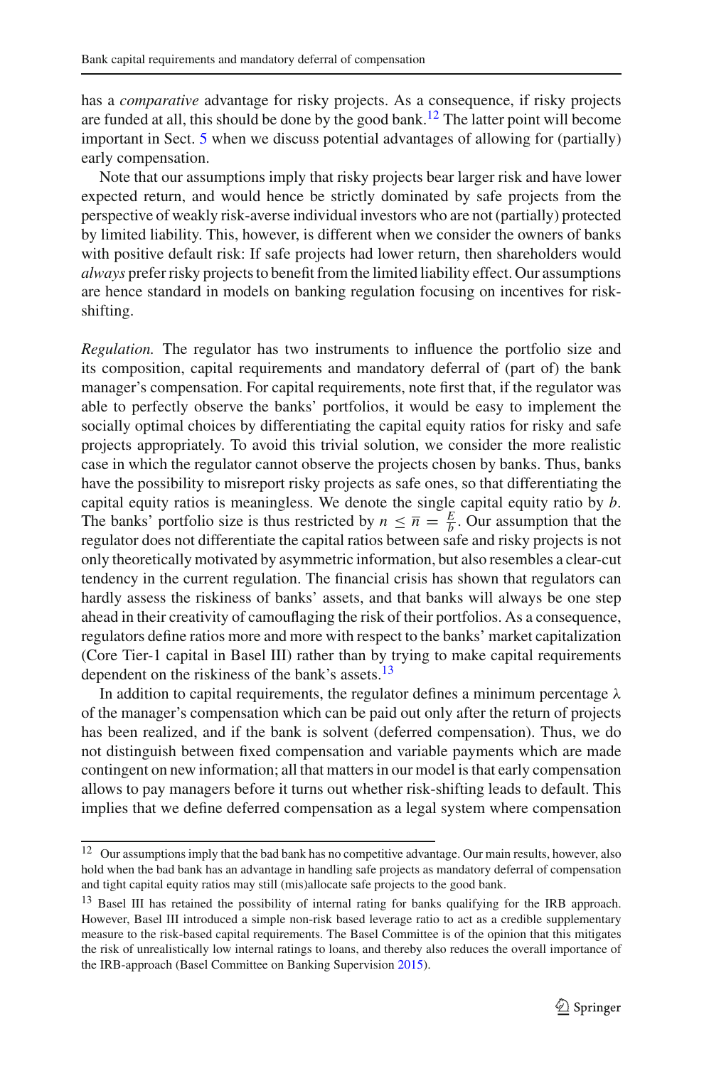has a *comparative* advantage for risky projects. As a consequence, if risky projects are funded at all, this should be done by the good bank.[12] The latter point will become important in Sect. 5 when we discuss potential advantages of allowing for (partially) early compensation.

Note that our assumptions imply that risky projects bear larger risk and have lower expected return, and would hence be strictly dominated by safe projects from the perspective of weakly risk-averse individual investors who are not (partially) protected by limited liability. This, however, is different when we consider the owners of banks with positive default risk: If safe projects had lower return, then shareholders would *always* prefer risky projects to benefit from the limited liability effect. Our assumptions are hence standard in models on banking regulation focusing on incentives for risk-shifting.

*Regulation.* The regulator has two instruments to influence the portfolio size and its composition, capital requirements and mandatory deferral of (part of) the bank manager's compensation. For capital requirements, note first that, if the regulator was able to perfectly observe the banks' portfolios, it would be easy to implement the socially optimal choices by differentiating the capital equity ratios for risky and safe projects appropriately. To avoid this trivial solution, we consider the more realistic case in which the regulator cannot observe the projects chosen by banks. Thus, banks have the possibility to misreport risky projects as safe ones, so that differentiating the capital equity ratios is meaningless. We denote the single capital equity ratio by $b$. The banks' portfolio size is thus restricted by $n \leq \overline{n} = \frac{E}{b}$. Our assumption that the regulator does not differentiate the capital ratios between safe and risky projects is not only theoretically motivated by asymmetric information, but also resembles a clear-cut tendency in the current regulation. The financial crisis has shown that regulators can hardly assess the riskiness of banks' assets, and that banks will always be one step ahead in their creativity of camouflaging the risk of their portfolios. As a consequence, regulators define ratios more and more with respect to the banks' market capitalization (Core Tier-1 capital in Basel III) rather than by trying to make capital requirements dependent on the riskiness of the bank's assets.[13]

In addition to capital requirements, the regulator defines a minimum percentage $\lambda$ of the manager's compensation which can be paid out only after the return of projects has been realized, and if the bank is solvent (deferred compensation). Thus, we do not distinguish between fixed compensation and variable payments which are made contingent on new information; all that matters in our model is that early compensation allows to pay managers before it turns out whether risk-shifting leads to default. This implies that we define deferred compensation as a legal system where compensation

---

[12] Our assumptions imply that the bad bank has no competitive advantage. Our main results, however, also hold when the bad bank has an advantage in handling safe projects as mandatory deferral of compensation and tight capital equity ratios may still (mis)allocate safe projects to the good bank.

[13] Basel III has retained the possibility of internal rating for banks qualifying for the IRB approach. However, Basel III introduced a simple non-risk based leverage ratio to act as a credible supplementary measure to the risk-based capital requirements. The Basel Committee is of the opinion that this mitigates the risk of unrealistically low internal ratings to loans, and thereby also reduces the overall importance of the IRB-approach (Basel Committee on Banking Supervision 2015).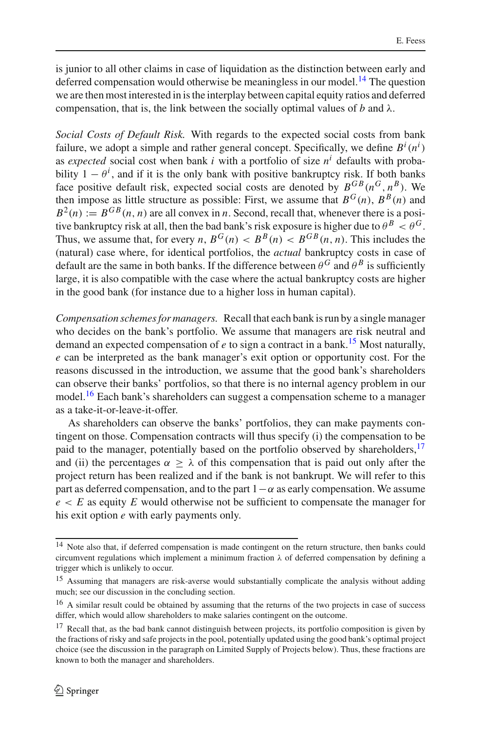is junior to all other claims in case of liquidation as the distinction between early and deferred compensation would otherwise be meaningless in our model.[14] The question we are then most interested in is the interplay between capital equity ratios and deferred compensation, that is, the link between the socially optimal values of $b$ and $\lambda$.

*Social Costs of Default Risk.* With regards to the expected social costs from bank failure, we adopt a simple and rather general concept. Specifically, we define $B^i(n^i)$ as *expected* social cost when bank $i$ with a portfolio of size $n^i$ defaults with probability $1-\theta^i$, and if it is the only bank with positive bankruptcy risk. If both banks face positive default risk, expected social costs are denoted by $B^{GB}(n^G, n^B)$. We then impose as little structure as possible: First, we assume that $B^G(n)$, $B^B(n)$ and $B^2(n) := B^{GB}(n, n)$ are all convex in $n$. Second, recall that, whenever there is a positive bankruptcy risk at all, then the bad bank's risk exposure is higher due to $\theta^B < \theta^G$. Thus, we assume that, for every $n$, $B^G(n) < B^B(n) < B^{GB}(n, n)$. This includes the (natural) case where, for identical portfolios, the *actual* bankruptcy costs in case of default are the same in both banks. If the difference between $\theta^G$ and $\theta^B$ is sufficiently large, it is also compatible with the case where the actual bankruptcy costs are higher in the good bank (for instance due to a higher loss in human capital).

*Compensation schemes for managers.* Recall that each bank is run by a single manager who decides on the bank's portfolio. We assume that managers are risk neutral and demand an expected compensation of $e$ to sign a contract in a bank.[15] Most naturally, $e$ can be interpreted as the bank manager's exit option or opportunity cost. For the reasons discussed in the introduction, we assume that the good bank's shareholders can observe their banks' portfolios, so that there is no internal agency problem in our model.[16] Each bank's shareholders can suggest a compensation scheme to a manager as a take-it-or-leave-it-offer.

As shareholders can observe the banks' portfolios, they can make payments contingent on those. Compensation contracts will thus specify (i) the compensation to be paid to the manager, potentially based on the portfolio observed by shareholders,[17] and (ii) the percentages $\alpha \geq \lambda$ of this compensation that is paid out only after the project return has been realized and if the bank is not bankrupt. We will refer to this part as deferred compensation, and to the part $1-\alpha$ as early compensation. We assume $e < E$ as equity $E$ would otherwise not be sufficient to compensate the manager for his exit option $e$ with early payments only.

---

[14] Note also that, if deferred compensation is made contingent on the return structure, then banks could circumvent regulations which implement a minimum fraction $\lambda$ of deferred compensation by defining a trigger which is unlikely to occur.

[15] Assuming that managers are risk-averse would substantially complicate the analysis without adding much; see our discussion in the concluding section.

[16] A similar result could be obtained by assuming that the returns of the two projects in case of success differ, which would allow shareholders to make salaries contingent on the outcome.

[17] Recall that, as the bad bank cannot distinguish between projects, its portfolio composition is given by the fractions of risky and safe projects in the pool, potentially updated using the good bank's optimal project choice (see the discussion in the paragraph on Limited Supply of Projects below). Thus, these fractions are known to both the manager and shareholders.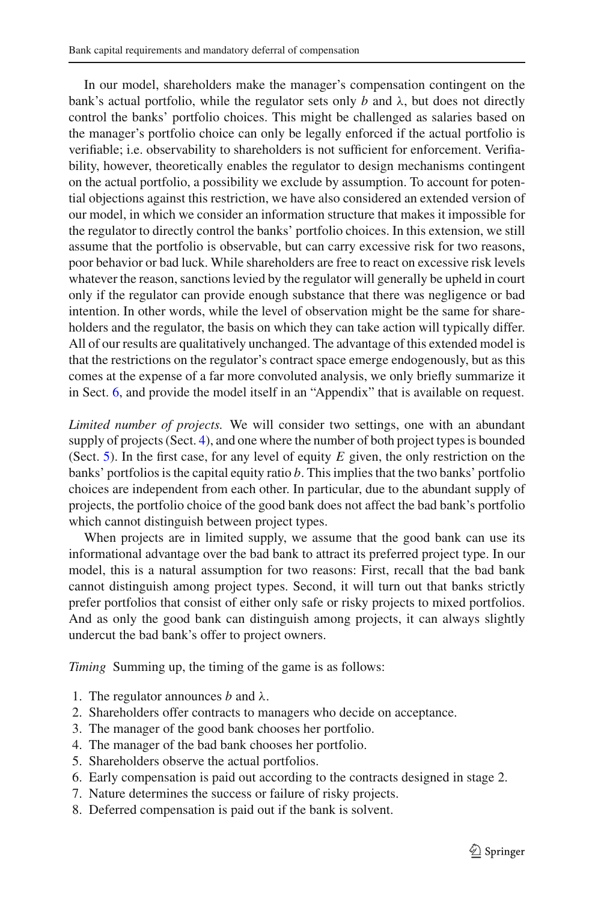In our model, shareholders make the manager's compensation contingent on the bank's actual portfolio, while the regulator sets only $b$ and $\lambda$, but does not directly control the banks' portfolio choices. This might be challenged as salaries based on the manager's portfolio choice can only be legally enforced if the actual portfolio is verifiable; i.e. observability to shareholders is not sufficient for enforcement. Verifiability, however, theoretically enables the regulator to design mechanisms contingent on the actual portfolio, a possibility we exclude by assumption. To account for potential objections against this restriction, we have also considered an extended version of our model, in which we consider an information structure that makes it impossible for the regulator to directly control the banks' portfolio choices. In this extension, we still assume that the portfolio is observable, but can carry excessive risk for two reasons, poor behavior or bad luck. While shareholders are free to react on excessive risk levels whatever the reason, sanctions levied by the regulator will generally be upheld in court only if the regulator can provide enough substance that there was negligence or bad intention. In other words, while the level of observation might be the same for shareholders and the regulator, the basis on which they can take action will typically differ. All of our results are qualitatively unchanged. The advantage of this extended model is that the restrictions on the regulator's contract space emerge endogenously, but as this comes at the expense of a far more convoluted analysis, we only briefly summarize it in Sect. 6, and provide the model itself in an "Appendix" that is available on request.

*Limited number of projects.* We will consider two settings, one with an abundant supply of projects (Sect. 4), and one where the number of both project types is bounded (Sect. 5). In the first case, for any level of equity $E$ given, the only restriction on the banks' portfolios is the capital equity ratio $b$. This implies that the two banks' portfolio choices are independent from each other. In particular, due to the abundant supply of projects, the portfolio choice of the good bank does not affect the bad bank's portfolio which cannot distinguish between project types.

When projects are in limited supply, we assume that the good bank can use its informational advantage over the bad bank to attract its preferred project type. In our model, this is a natural assumption for two reasons: First, recall that the bad bank cannot distinguish among project types. Second, it will turn out that banks strictly prefer portfolios that consist of either only safe or risky projects to mixed portfolios. And as only the good bank can distinguish among projects, it can always slightly undercut the bad bank's offer to project owners.

*Timing* Summing up, the timing of the game is as follows:

1. The regulator announces $b$ and $\lambda$.
2. Shareholders offer contracts to managers who decide on acceptance.
3. The manager of the good bank chooses her portfolio.
4. The manager of the bad bank chooses her portfolio.
5. Shareholders observe the actual portfolios.
6. Early compensation is paid out according to the contracts designed in stage 2.
7. Nature determines the success or failure of risky projects.
8. Deferred compensation is paid out if the bank is solvent.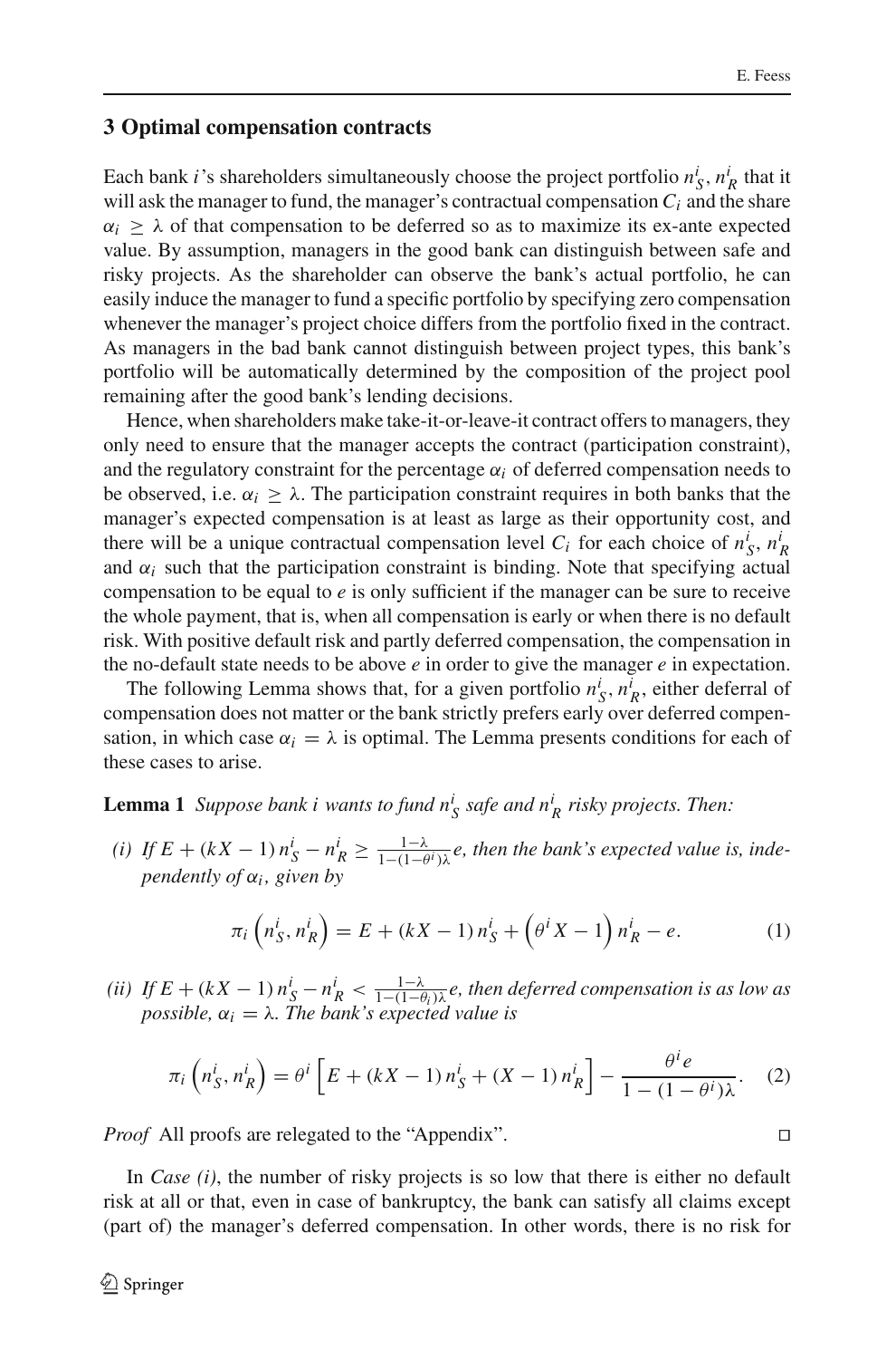## 3 Optimal compensation contracts

Each bank $i$'s shareholders simultaneously choose the project portfolio $n_S^i, n_R^i$ that it will ask the manager to fund, the manager's contractual compensation $C_i$ and the share $\alpha_i \geq \lambda$ of that compensation to be deferred so as to maximize its ex-ante expected value. By assumption, managers in the good bank can distinguish between safe and risky projects. As the shareholder can observe the bank's actual portfolio, he can easily induce the manager to fund a specific portfolio by specifying zero compensation whenever the manager's project choice differs from the portfolio fixed in the contract. As managers in the bad bank cannot distinguish between project types, this bank's portfolio will be automatically determined by the composition of the project pool remaining after the good bank's lending decisions.

Hence, when shareholders make take-it-or-leave-it contract offers to managers, they only need to ensure that the manager accepts the contract (participation constraint), and the regulatory constraint for the percentage $\alpha_i$ of deferred compensation needs to be observed, i.e. $\alpha_i \geq \lambda$. The participation constraint requires in both banks that the manager's expected compensation is at least as large as their opportunity cost, and there will be a unique contractual compensation level $C_i$ for each choice of $n_S^i, n_R^i$ and $\alpha_i$ such that the participation constraint is binding. Note that specifying actual compensation to be equal to $e$ is only sufficient if the manager can be sure to receive the whole payment, that is, when all compensation is early or when there is no default risk. With positive default risk and partly deferred compensation, the compensation in the no-default state needs to be above $e$ in order to give the manager $e$ in expectation.

The following Lemma shows that, for a given portfolio $n_S^i, n_R^i$, either deferral of compensation does not matter or the bank strictly prefers early over deferred compensation, in which case $\alpha_i = \lambda$ is optimal. The Lemma presents conditions for each of these cases to arise.

**Lemma 1** *Suppose bank i wants to fund $n_S^i$ safe and $n_R^i$ risky projects. Then:*

*(i) If $E + (kX - 1)\, n_S^i - n_R^i \geq \frac{1-\lambda}{1-(1-\theta^i)\lambda} e$, then the bank's expected value is, independently of $\alpha_i$, given by*

$$\pi_i\left(n_S^i, n_R^i\right) = E + (kX - 1)\, n_S^i + \left(\theta^i X - 1\right) n_R^i - e. \tag{1}$$

*(ii) If $E + (kX - 1)\, n_S^i - n_R^i < \frac{1-\lambda}{1-(1-\theta_i)\lambda} e$, then deferred compensation is as low as possible, $\alpha_i = \lambda$. The bank's expected value is*

$$\pi_i\left(n_S^i, n_R^i\right) = \theta^i \left[E + (kX - 1)\, n_S^i + (X - 1)\, n_R^i\right] - \frac{\theta^i e}{1 - (1 - \theta^i)\lambda}. \tag{2}$$

*Proof* All proofs are relegated to the "Appendix". □

In *Case (i)*, the number of risky projects is so low that there is either no default risk at all or that, even in case of bankruptcy, the bank can satisfy all claims except (part of) the manager's deferred compensation. In other words, there is no risk for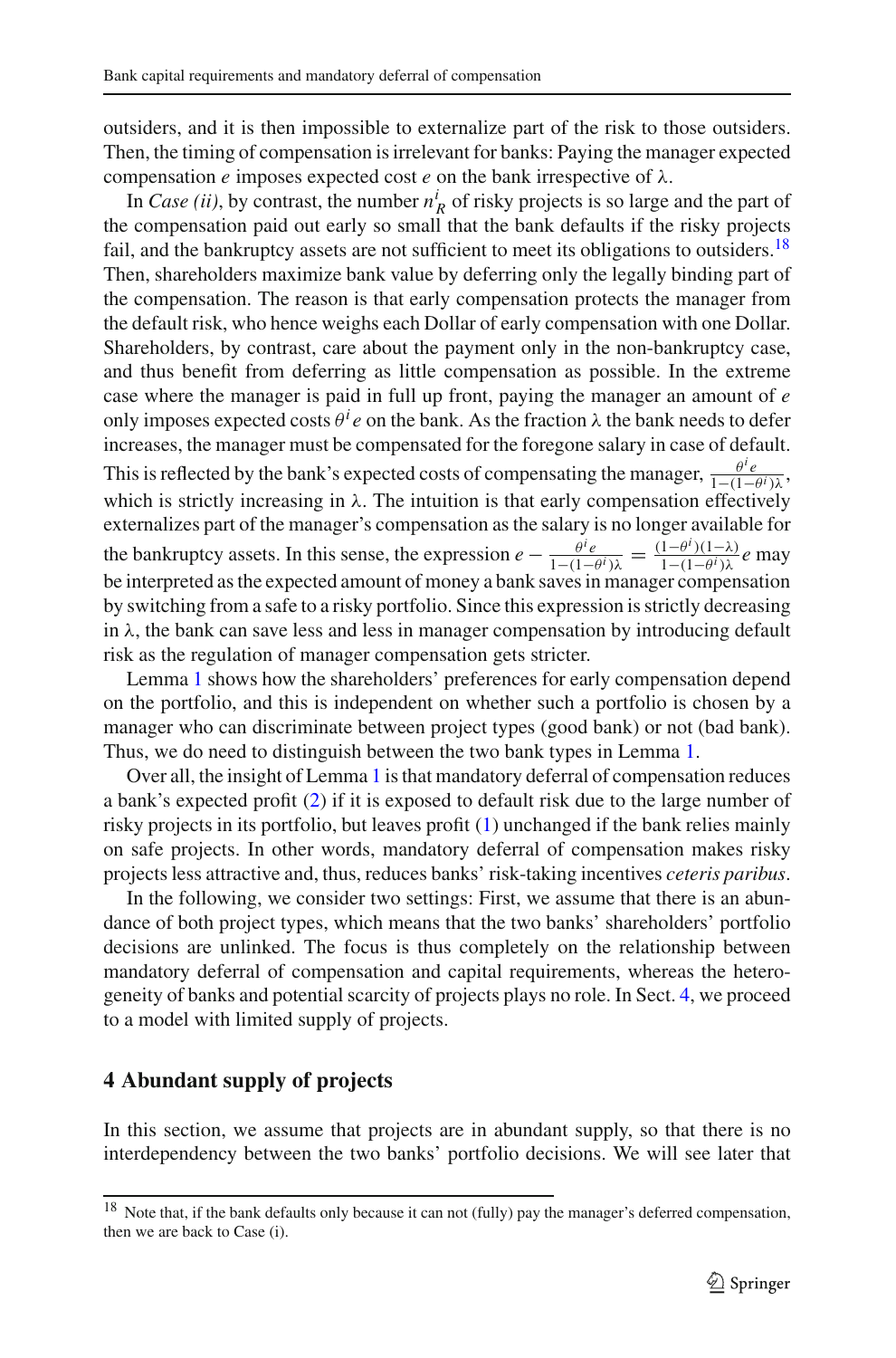outsiders, and it is then impossible to externalize part of the risk to those outsiders. Then, the timing of compensation is irrelevant for banks: Paying the manager expected compensation $e$ imposes expected cost $e$ on the bank irrespective of $\lambda$.

In *Case (ii)*, by contrast, the number $n_R^i$ of risky projects is so large and the part of the compensation paid out early so small that the bank defaults if the risky projects fail, and the bankruptcy assets are not sufficient to meet its obligations to outsiders.[18] Then, shareholders maximize bank value by deferring only the legally binding part of the compensation. The reason is that early compensation protects the manager from the default risk, who hence weighs each Dollar of early compensation with one Dollar. Shareholders, by contrast, care about the payment only in the non-bankruptcy case, and thus benefit from deferring as little compensation as possible. In the extreme case where the manager is paid in full up front, paying the manager an amount of $e$ only imposes expected costs $\theta^i e$ on the bank. As the fraction $\lambda$ the bank needs to defer increases, the manager must be compensated for the foregone salary in case of default. This is reflected by the bank's expected costs of compensating the manager, $\frac{\theta^i e}{1-(1-\theta^i)\lambda}$, which is strictly increasing in $\lambda$. The intuition is that early compensation effectively externalizes part of the manager's compensation as the salary is no longer available for the bankruptcy assets. In this sense, the expression $e - \frac{\theta^i e}{1-(1-\theta^i)\lambda} = \frac{(1-\theta^i)(1-\lambda)}{1-(1-\theta^i)\lambda} e$ may be interpreted as the expected amount of money a bank saves in manager compensation by switching from a safe to a risky portfolio. Since this expression is strictly decreasing in $\lambda$, the bank can save less and less in manager compensation by introducing default risk as the regulation of manager compensation gets stricter.

Lemma 1 shows how the shareholders' preferences for early compensation depend on the portfolio, and this is independent on whether such a portfolio is chosen by a manager who can discriminate between project types (good bank) or not (bad bank). Thus, we do need to distinguish between the two bank types in Lemma 1.

Over all, the insight of Lemma 1 is that mandatory deferral of compensation reduces a bank's expected profit (2) if it is exposed to default risk due to the large number of risky projects in its portfolio, but leaves profit (1) unchanged if the bank relies mainly on safe projects. In other words, mandatory deferral of compensation makes risky projects less attractive and, thus, reduces banks' risk-taking incentives *ceteris paribus*.

In the following, we consider two settings: First, we assume that there is an abundance of both project types, which means that the two banks' shareholders' portfolio decisions are unlinked. The focus is thus completely on the relationship between mandatory deferral of compensation and capital requirements, whereas the heterogeneity of banks and potential scarcity of projects plays no role. In Sect. 4, we proceed to a model with limited supply of projects.

## 4 Abundant supply of projects

In this section, we assume that projects are in abundant supply, so that there is no interdependency between the two banks' portfolio decisions. We will see later that

[18] Note that, if the bank defaults only because it can not (fully) pay the manager's deferred compensation, then we are back to Case (i).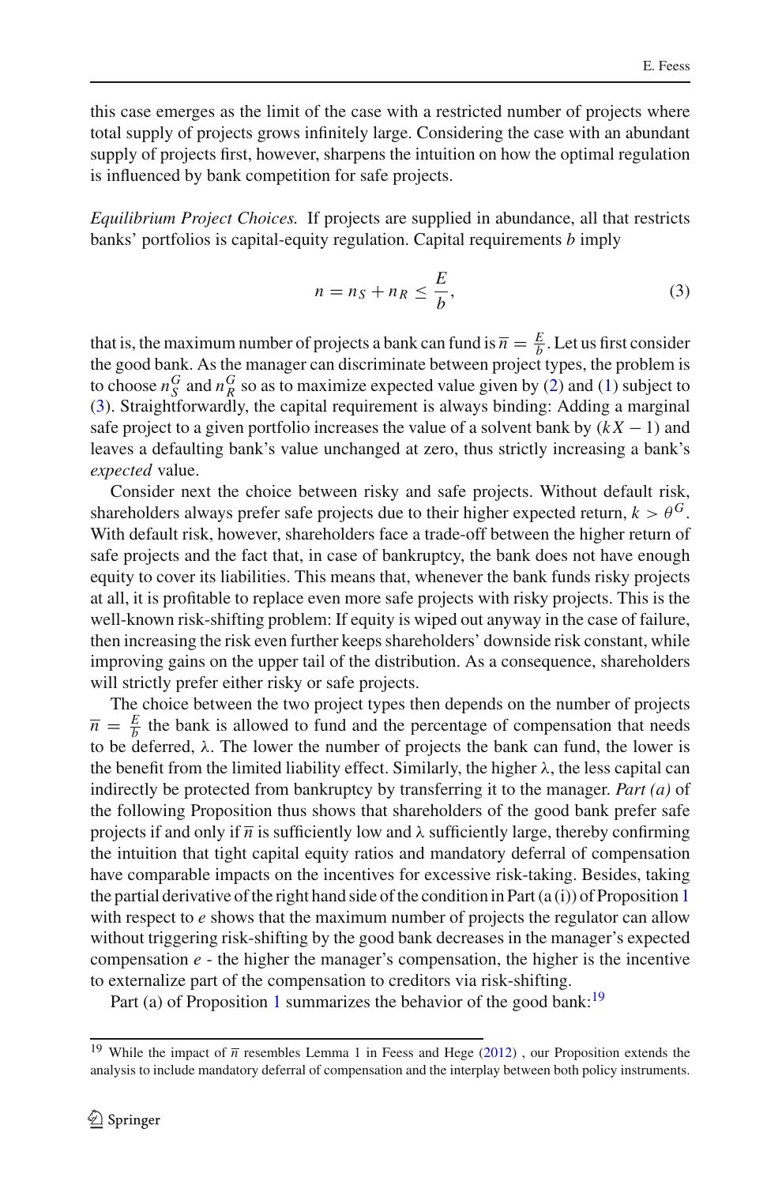this case emerges as the limit of the case with a restricted number of projects where total supply of projects grows infinitely large. Considering the case with an abundant supply of projects first, however, sharpens the intuition on how the optimal regulation is influenced by bank competition for safe projects.

*Equilibrium Project Choices.* If projects are supplied in abundance, all that restricts banks' portfolios is capital-equity regulation. Capital requirements $b$ imply

$$n = n_S + n_R \leq \frac{E}{b}, \tag{3}$$

that is, the maximum number of projects a bank can fund is $\overline{n} = \frac{E}{b}$. Let us first consider the good bank. As the manager can discriminate between project types, the problem is to choose $n_S^G$ and $n_R^G$ so as to maximize expected value given by (2) and (1) subject to (3). Straightforwardly, the capital requirement is always binding: Adding a marginal safe project to a given portfolio increases the value of a solvent bank by $(kX - 1)$ and leaves a defaulting bank's value unchanged at zero, thus strictly increasing a bank's *expected* value.

Consider next the choice between risky and safe projects. Without default risk, shareholders always prefer safe projects due to their higher expected return, $k > \theta^G$. With default risk, however, shareholders face a trade-off between the higher return of safe projects and the fact that, in case of bankruptcy, the bank does not have enough equity to cover its liabilities. This means that, whenever the bank funds risky projects at all, it is profitable to replace even more safe projects with risky projects. This is the well-known risk-shifting problem: If equity is wiped out anyway in the case of failure, then increasing the risk even further keeps shareholders' downside risk constant, while improving gains on the upper tail of the distribution. As a consequence, shareholders will strictly prefer either risky or safe projects.

The choice between the two project types then depends on the number of projects $\overline{n} = \frac{E}{b}$ the bank is allowed to fund and the percentage of compensation that needs to be deferred, $\lambda$. The lower the number of projects the bank can fund, the lower is the benefit from the limited liability effect. Similarly, the higher $\lambda$, the less capital can indirectly be protected from bankruptcy by transferring it to the manager. *Part (a)* of the following Proposition thus shows that shareholders of the good bank prefer safe projects if and only if $\overline{n}$ is sufficiently low and $\lambda$ sufficiently large, thereby confirming the intuition that tight capital equity ratios and mandatory deferral of compensation have comparable impacts on the incentives for excessive risk-taking. Besides, taking the partial derivative of the right hand side of the condition in Part (a (i)) of Proposition 1 with respect to $e$ shows that the maximum number of projects the regulator can allow without triggering risk-shifting by the good bank decreases in the manager's expected compensation $e$ - the higher the manager's compensation, the higher is the incentive to externalize part of the compensation to creditors via risk-shifting.

Part (a) of Proposition 1 summarizes the behavior of the good bank:[19]

[19] While the impact of $\overline{n}$ resembles Lemma 1 in Feess and Hege (2012), our Proposition extends the analysis to include mandatory deferral of compensation and the interplay between both policy instruments.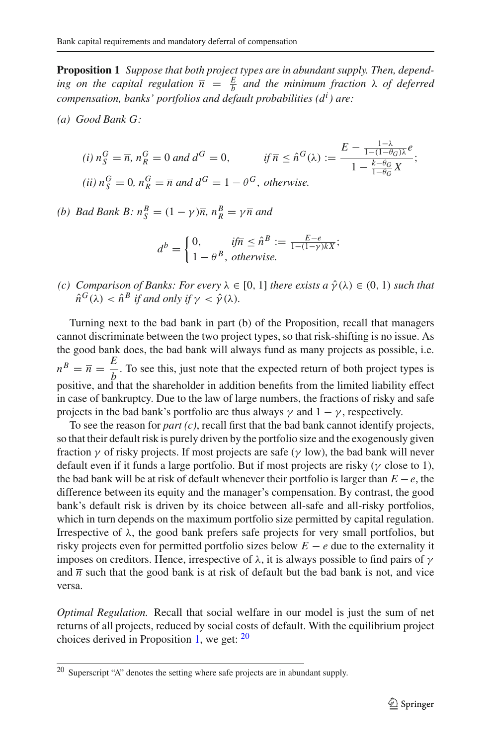**Proposition 1** *Suppose that both project types are in abundant supply. Then, depending on the capital regulation* $\overline{n} = \frac{E}{b}$ *and the minimum fraction* $\lambda$ *of deferred compensation, banks' portfolios and default probabilities* ($d^i$) *are:*

*(a) Good Bank* $G$*:*

$$\text{(i) } n_S^G = \overline{n},\ n_R^G = 0 \text{ and } d^G = 0, \qquad \text{if } \overline{n} \leq \hat{n}^G(\lambda) := \frac{E - \frac{1-\lambda}{1-(1-\theta_G)\lambda}e}{1 - \frac{k-\theta_G}{1-\theta_G}X};$$

$$\text{(ii) } n_S^G = 0,\ n_R^G = \overline{n} \text{ and } d^G = 1 - \theta^G, \text{ otherwise.}$$

*(b) Bad Bank* $B$*:* $n_S^B = (1-\gamma)\overline{n}$, $n_R^B = \gamma\overline{n}$ *and*

$$d^b = \begin{cases} 0, & \text{if } \overline{n} \leq \hat{n}^B := \frac{E-e}{1-(1-\gamma)kX}; \\ 1 - \theta^B, & \text{otherwise.} \end{cases}$$

*(c) Comparison of Banks: For every* $\lambda \in [0, 1]$ *there exists a* $\hat{\gamma}(\lambda) \in (0, 1)$ *such that* $\hat{n}^G(\lambda) < \hat{n}^B$ *if and only if* $\gamma < \hat{\gamma}(\lambda)$.

Turning next to the bad bank in part (b) of the Proposition, recall that managers cannot discriminate between the two project types, so that risk-shifting is no issue. As the good bank does, the bad bank will always fund as many projects as possible, i.e. $n^B = \overline{n} = \dfrac{E}{b}$. To see this, just note that the expected return of both project types is positive, and that the shareholder in addition benefits from the limited liability effect in case of bankruptcy. Due to the law of large numbers, the fractions of risky and safe projects in the bad bank's portfolio are thus always $\gamma$ and $1 - \gamma$, respectively.

To see the reason for *part (c)*, recall first that the bad bank cannot identify projects, so that their default risk is purely driven by the portfolio size and the exogenously given fraction $\gamma$ of risky projects. If most projects are safe ($\gamma$ low), the bad bank will never default even if it funds a large portfolio. But if most projects are risky ($\gamma$ close to 1), the bad bank will be at risk of default whenever their portfolio is larger than $E - e$, the difference between its equity and the manager's compensation. By contrast, the good bank's default risk is driven by its choice between all-safe and all-risky portfolios, which in turn depends on the maximum portfolio size permitted by capital regulation. Irrespective of $\lambda$, the good bank prefers safe projects for very small portfolios, but risky projects even for permitted portfolio sizes below $E - e$ due to the externality it imposes on creditors. Hence, irrespective of $\lambda$, it is always possible to find pairs of $\gamma$ and $\overline{n}$ such that the good bank is at risk of default but the bad bank is not, and vice versa.

*Optimal Regulation.* Recall that social welfare in our model is just the sum of net returns of all projects, reduced by social costs of default. With the equilibrium project choices derived in Proposition 1, we get: [20]

[20] Superscript "A" denotes the setting where safe projects are in abundant supply.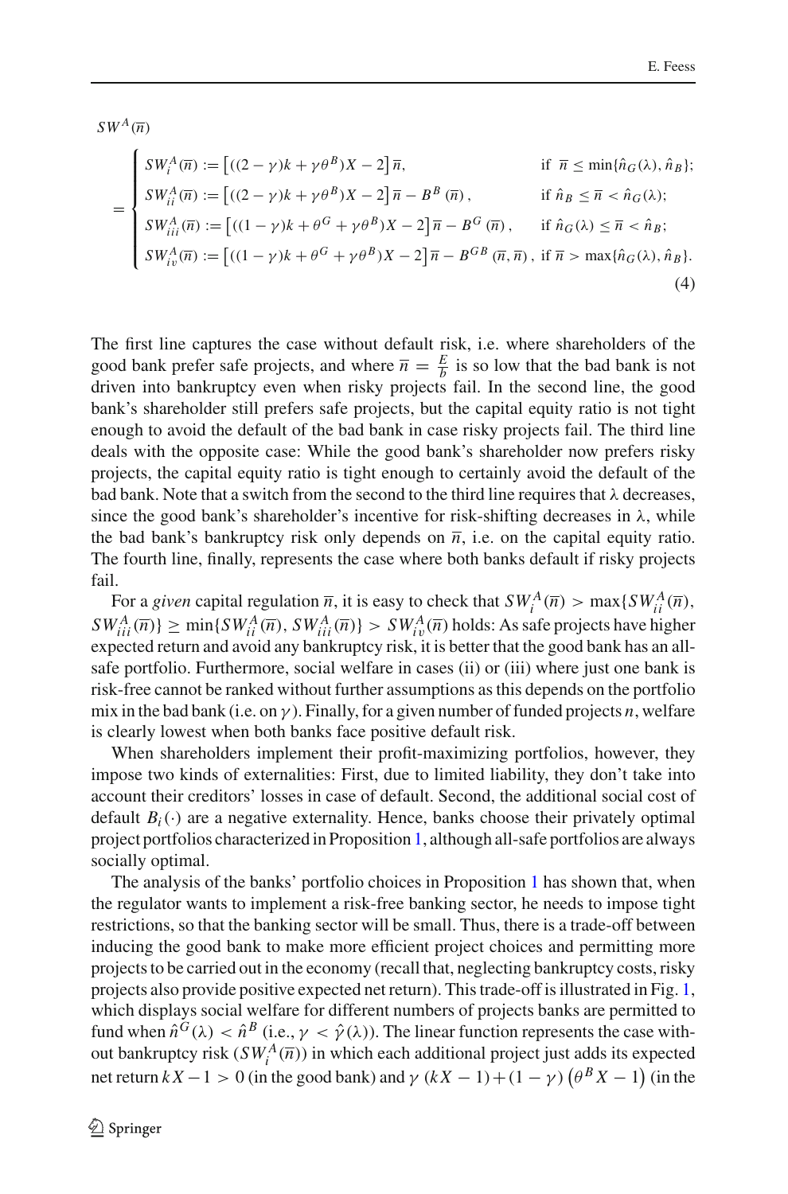$$
SW^A(\overline{n}) = \begin{cases} SW_i^A(\overline{n}) := \left[((2-\gamma)k + \gamma\theta^B)X - 2\right]\overline{n}, & \text{if } \overline{n} \leq \min\{\hat{n}_G(\lambda), \hat{n}_B\}; \\ SW_{ii}^A(\overline{n}) := \left[((2-\gamma)k + \gamma\theta^B)X - 2\right]\overline{n} - B^B(\overline{n}), & \text{if } \hat{n}_B \leq \overline{n} < \hat{n}_G(\lambda); \\ SW_{iii}^A(\overline{n}) := \left[((1-\gamma)k + \theta^G + \gamma\theta^B)X - 2\right]\overline{n} - B^G(\overline{n}), & \text{if } \hat{n}_G(\lambda) \leq \overline{n} < \hat{n}_B; \\ SW_{iv}^A(\overline{n}) := \left[((1-\gamma)k + \theta^G + \gamma\theta^B)X - 2\right]\overline{n} - B^{GB}(\overline{n}, \overline{n}), & \text{if } \overline{n} > \max\{\hat{n}_G(\lambda), \hat{n}_B\}. \end{cases} \tag{4}
$$

The first line captures the case without default risk, i.e. where shareholders of the good bank prefer safe projects, and where $\overline{n} = \frac{E}{b}$ is so low that the bad bank is not driven into bankruptcy even when risky projects fail. In the second line, the good bank's shareholder still prefers safe projects, but the capital equity ratio is not tight enough to avoid the default of the bad bank in case risky projects fail. The third line deals with the opposite case: While the good bank's shareholder now prefers risky projects, the capital equity ratio is tight enough to certainly avoid the default of the bad bank. Note that a switch from the second to the third line requires that $\lambda$ decreases, since the good bank's shareholder's incentive for risk-shifting decreases in $\lambda$, while the bad bank's bankruptcy risk only depends on $\overline{n}$, i.e. on the capital equity ratio. The fourth line, finally, represents the case where both banks default if risky projects fail.

For a *given* capital regulation $\overline{n}$, it is easy to check that $SW_i^A(\overline{n}) > \max\{SW_{ii}^A(\overline{n}), SW_{iii}^A(\overline{n})\} \geq \min\{SW_{ii}^A(\overline{n}), SW_{iii}^A(\overline{n})\} > SW_{iv}^A(\overline{n})$ holds: As safe projects have higher expected return and avoid any bankruptcy risk, it is better that the good bank has an all-safe portfolio. Furthermore, social welfare in cases (ii) or (iii) where just one bank is risk-free cannot be ranked without further assumptions as this depends on the portfolio mix in the bad bank (i.e. on $\gamma$). Finally, for a given number of funded projects $n$, welfare is clearly lowest when both banks face positive default risk.

When shareholders implement their profit-maximizing portfolios, however, they impose two kinds of externalities: First, due to limited liability, they don't take into account their creditors' losses in case of default. Second, the additional social cost of default $B_i(\cdot)$ are a negative externality. Hence, banks choose their privately optimal project portfolios characterized in Proposition 1, although all-safe portfolios are always socially optimal.

The analysis of the banks' portfolio choices in Proposition 1 has shown that, when the regulator wants to implement a risk-free banking sector, he needs to impose tight restrictions, so that the banking sector will be small. Thus, there is a trade-off between inducing the good bank to make more efficient project choices and permitting more projects to be carried out in the economy (recall that, neglecting bankruptcy costs, risky projects also provide positive expected net return). This trade-off is illustrated in Fig. 1, which displays social welfare for different numbers of projects banks are permitted to fund when $\hat{n}^G(\lambda) < \hat{n}^B$ (i.e., $\gamma < \hat{\gamma}(\lambda)$). The linear function represents the case without bankruptcy risk ($SW_i^A(\overline{n})$) in which each additional project just adds its expected net return $kX - 1 > 0$ (in the good bank) and $\gamma\,(kX - 1) + (1-\gamma)\left(\theta^B X - 1\right)$ (in the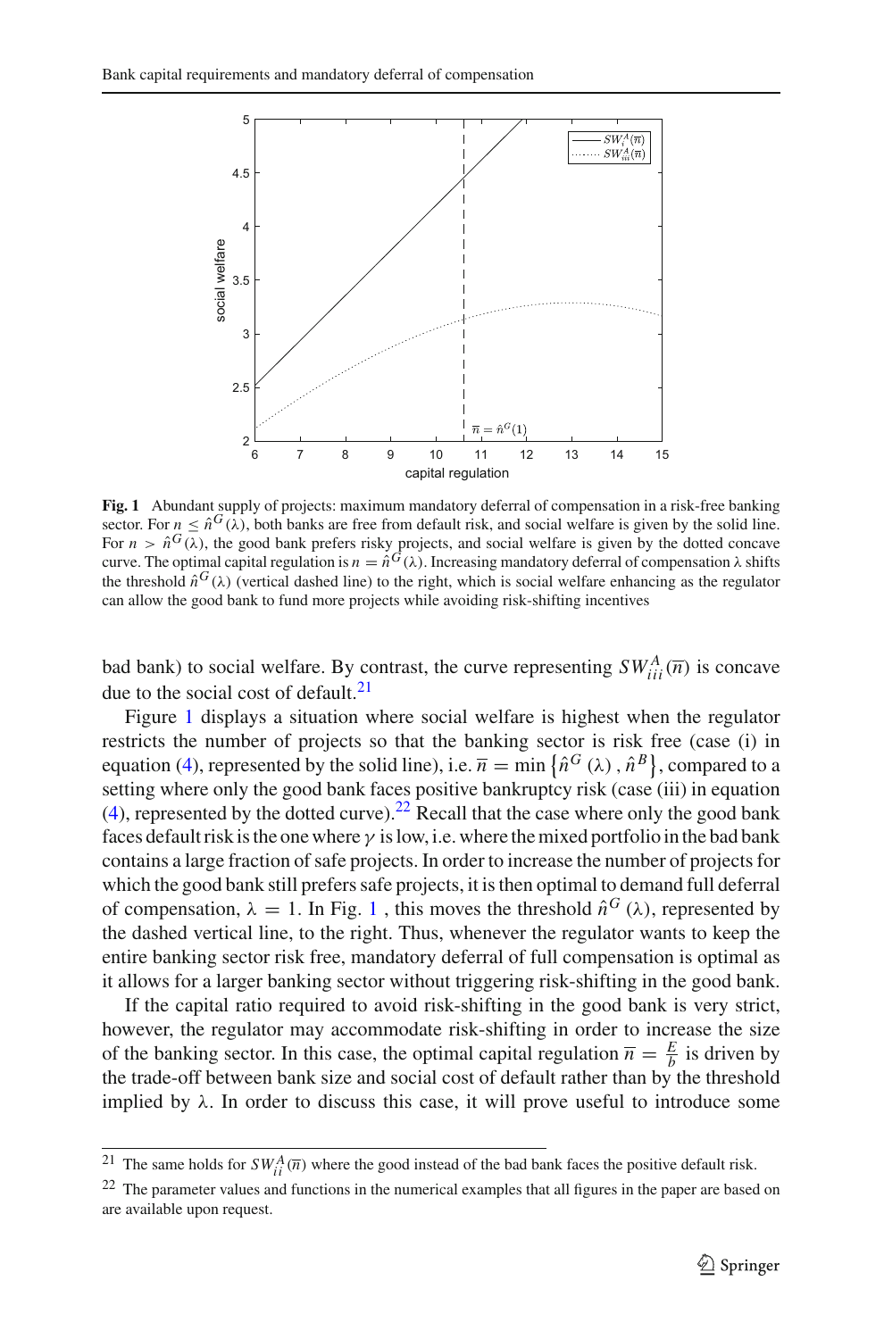**Fig. 1** Abundant supply of projects: maximum mandatory deferral of compensation in a risk-free banking sector. For $n \leq \hat{n}^G(\lambda)$, both banks are free from default risk, and social welfare is given by the solid line. For $n > \hat{n}^G(\lambda)$, the good bank prefers risky projects, and social welfare is given by the dotted concave curve. The optimal capital regulation is $n = \hat{n}^G(\lambda)$. Increasing mandatory deferral of compensation λ shifts the threshold $\hat{n}^G(\lambda)$ (vertical dashed line) to the right, which is social welfare enhancing as the regulator can allow the good bank to fund more projects while avoiding risk-shifting incentives

bad bank) to social welfare. By contrast, the curve representing $SW_{iii}^A(\overline{n})$ is concave due to the social cost of default.[21]

Figure 1 displays a situation where social welfare is highest when the regulator restricts the number of projects so that the banking sector is risk free (case (i) in equation (4), represented by the solid line), i.e. $\overline{n} = \min\left\{\hat{n}^G(\lambda), \hat{n}^B\right\}$, compared to a setting where only the good bank faces positive bankruptcy risk (case (iii) in equation (4), represented by the dotted curve).[22] Recall that the case where only the good bank faces default risk is the one where $\gamma$ is low, i.e. where the mixed portfolio in the bad bank contains a large fraction of safe projects. In order to increase the number of projects for which the good bank still prefers safe projects, it is then optimal to demand full deferral of compensation, $\lambda = 1$. In Fig. 1, this moves the threshold $\hat{n}^G(\lambda)$, represented by the dashed vertical line, to the right. Thus, whenever the regulator wants to keep the entire banking sector risk free, mandatory deferral of full compensation is optimal as it allows for a larger banking sector without triggering risk-shifting in the good bank.

If the capital ratio required to avoid risk-shifting in the good bank is very strict, however, the regulator may accommodate risk-shifting in order to increase the size of the banking sector. In this case, the optimal capital regulation $\overline{n} = \frac{E}{b}$ is driven by the trade-off between bank size and social cost of default rather than by the threshold implied by λ. In order to discuss this case, it will prove useful to introduce some

[21] The same holds for $SW_{ii}^A(\overline{n})$ where the good instead of the bad bank faces the positive default risk.

[22] The parameter values and functions in the numerical examples that all figures in the paper are based on are available upon request.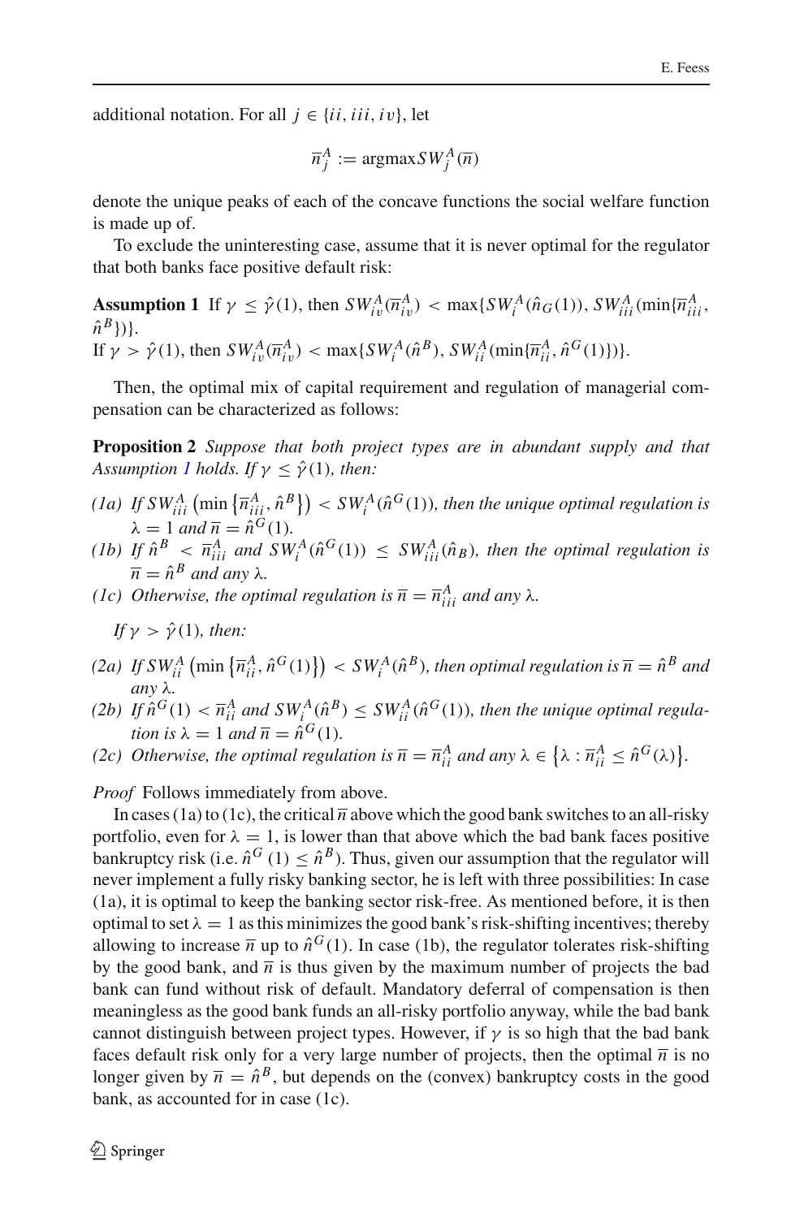additional notation. For all $j \in \{ii, iii, iv\}$, let

$$\overline{n}_j^A := \operatorname{argmax} SW_j^A(\overline{n})$$

denote the unique peaks of each of the concave functions the social welfare function is made up of.

To exclude the uninteresting case, assume that it is never optimal for the regulator that both banks face positive default risk:

**Assumption 1** If $\gamma \leq \hat{\gamma}(1)$, then $SW_{iv}^A(\overline{n}_{iv}^A) < \max\{SW_i^A(\hat{n}_G(1)), SW_{iii}^A(\min\{\overline{n}_{iii}^A, \hat{n}^B\})\}$.
If $\gamma > \hat{\gamma}(1)$, then $SW_{iv}^A(\overline{n}_{iv}^A) < \max\{SW_i^A(\hat{n}^B), SW_{ii}^A(\min\{\overline{n}_{ii}^A, \hat{n}^G(1)\})\}$.

Then, the optimal mix of capital requirement and regulation of managerial compensation can be characterized as follows:

**Proposition 2** *Suppose that both project types are in abundant supply and that Assumption 1 holds. If $\gamma \leq \hat{\gamma}(1)$, then:*

*(1a) If $SW_{iii}^A\left(\min\left\{\overline{n}_{iii}^A, \hat{n}^B\right\}\right) < SW_i^A(\hat{n}^G(1))$, then the unique optimal regulation is $\lambda = 1$ and $\overline{n} = \hat{n}^G(1)$.*

*(1b) If $\hat{n}^B < \overline{n}_{iii}^A$ and $SW_i^A(\hat{n}^G(1)) \leq SW_{iii}^A(\hat{n}_B)$, then the optimal regulation is $\overline{n} = \hat{n}^B$ and any $\lambda$.*

*(1c) Otherwise, the optimal regulation is $\overline{n} = \overline{n}_{iii}^A$ and any $\lambda$.*

*If $\gamma > \hat{\gamma}(1)$, then:*

*(2a) If $SW_{ii}^A\left(\min\left\{\overline{n}_{ii}^A, \hat{n}^G(1)\right\}\right) < SW_i^A(\hat{n}^B)$, then optimal regulation is $\overline{n} = \hat{n}^B$ and any $\lambda$.*

*(2b) If $\hat{n}^G(1) < \overline{n}_{ii}^A$ and $SW_i^A(\hat{n}^B) \leq SW_{ii}^A(\hat{n}^G(1))$, then the unique optimal regulation is $\lambda = 1$ and $\overline{n} = \hat{n}^G(1)$.*

*(2c) Otherwise, the optimal regulation is $\overline{n} = \overline{n}_{ii}^A$ and any $\lambda \in \left\{\lambda : \overline{n}_{ii}^A \leq \hat{n}^G(\lambda)\right\}$.*

*Proof* Follows immediately from above.

In cases (1a) to (1c), the critical $\overline{n}$ above which the good bank switches to an all-risky portfolio, even for $\lambda = 1$, is lower than that above which the bad bank faces positive bankruptcy risk (i.e. $\hat{n}^G(1) \leq \hat{n}^B$). Thus, given our assumption that the regulator will never implement a fully risky banking sector, he is left with three possibilities: In case (1a), it is optimal to keep the banking sector risk-free. As mentioned before, it is then optimal to set $\lambda = 1$ as this minimizes the good bank's risk-shifting incentives; thereby allowing to increase $\overline{n}$ up to $\hat{n}^G(1)$. In case (1b), the regulator tolerates risk-shifting by the good bank, and $\overline{n}$ is thus given by the maximum number of projects the bad bank can fund without risk of default. Mandatory deferral of compensation is then meaningless as the good bank funds an all-risky portfolio anyway, while the bad bank cannot distinguish between project types. However, if $\gamma$ is so high that the bad bank faces default risk only for a very large number of projects, then the optimal $\overline{n}$ is no longer given by $\overline{n} = \hat{n}^B$, but depends on the (convex) bankruptcy costs in the good bank, as accounted for in case (1c).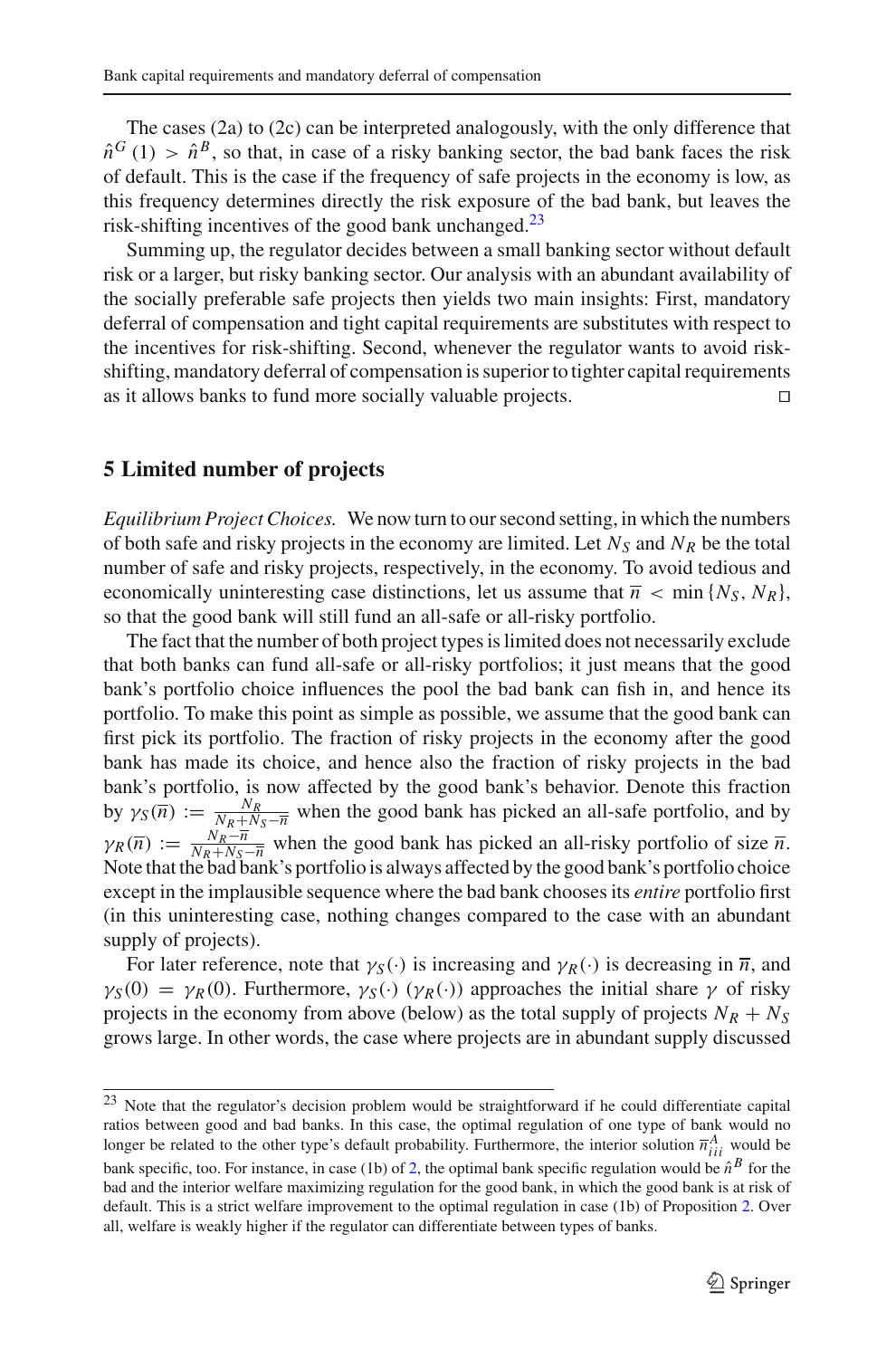The cases (2a) to (2c) can be interpreted analogously, with the only difference that $\hat{n}^G(1) > \hat{n}^B$, so that, in case of a risky banking sector, the bad bank faces the risk of default. This is the case if the frequency of safe projects in the economy is low, as this frequency determines directly the risk exposure of the bad bank, but leaves the risk-shifting incentives of the good bank unchanged.[23]

Summing up, the regulator decides between a small banking sector without default risk or a larger, but risky banking sector. Our analysis with an abundant availability of the socially preferable safe projects then yields two main insights: First, mandatory deferral of compensation and tight capital requirements are substitutes with respect to the incentives for risk-shifting. Second, whenever the regulator wants to avoid risk-shifting, mandatory deferral of compensation is superior to tighter capital requirements as it allows banks to fund more socially valuable projects. □

## 5 Limited number of projects

*Equilibrium Project Choices.* We now turn to our second setting, in which the numbers of both safe and risky projects in the economy are limited. Let $N_S$ and $N_R$ be the total number of safe and risky projects, respectively, in the economy. To avoid tedious and economically uninteresting case distinctions, let us assume that $\overline{n} < \min\{N_S, N_R\}$, so that the good bank will still fund an all-safe or all-risky portfolio.

The fact that the number of both project types is limited does not necessarily exclude that both banks can fund all-safe or all-risky portfolios; it just means that the good bank's portfolio choice influences the pool the bad bank can fish in, and hence its portfolio. To make this point as simple as possible, we assume that the good bank can first pick its portfolio. The fraction of risky projects in the economy after the good bank has made its choice, and hence also the fraction of risky projects in the bad bank's portfolio, is now affected by the good bank's behavior. Denote this fraction by $\gamma_S(\overline{n}) := \frac{N_R}{N_R+N_S-\overline{n}}$ when the good bank has picked an all-safe portfolio, and by $\gamma_R(\overline{n}) := \frac{N_R-\overline{n}}{N_R+N_S-\overline{n}}$ when the good bank has picked an all-risky portfolio of size $\overline{n}$. Note that the bad bank's portfolio is always affected by the good bank's portfolio choice except in the implausible sequence where the bad bank chooses its *entire* portfolio first (in this uninteresting case, nothing changes compared to the case with an abundant supply of projects).

For later reference, note that $\gamma_S(\cdot)$ is increasing and $\gamma_R(\cdot)$ is decreasing in $\overline{n}$, and $\gamma_S(0) = \gamma_R(0)$. Furthermore, $\gamma_S(\cdot)$ ($\gamma_R(\cdot)$) approaches the initial share $\gamma$ of risky projects in the economy from above (below) as the total supply of projects $N_R + N_S$ grows large. In other words, the case where projects are in abundant supply discussed

[23] Note that the regulator's decision problem would be straightforward if he could differentiate capital ratios between good and bad banks. In this case, the optimal regulation of one type of bank would no longer be related to the other type's default probability. Furthermore, the interior solution $\overline{n}^A_{iii}$ would be bank specific, too. For instance, in case (1b) of 2, the optimal bank specific regulation would be $\hat{n}^B$ for the bad and the interior welfare maximizing regulation for the good bank, in which the good bank is at risk of default. This is a strict welfare improvement to the optimal regulation in case (1b) of Proposition 2. Over all, welfare is weakly higher if the regulator can differentiate between types of banks.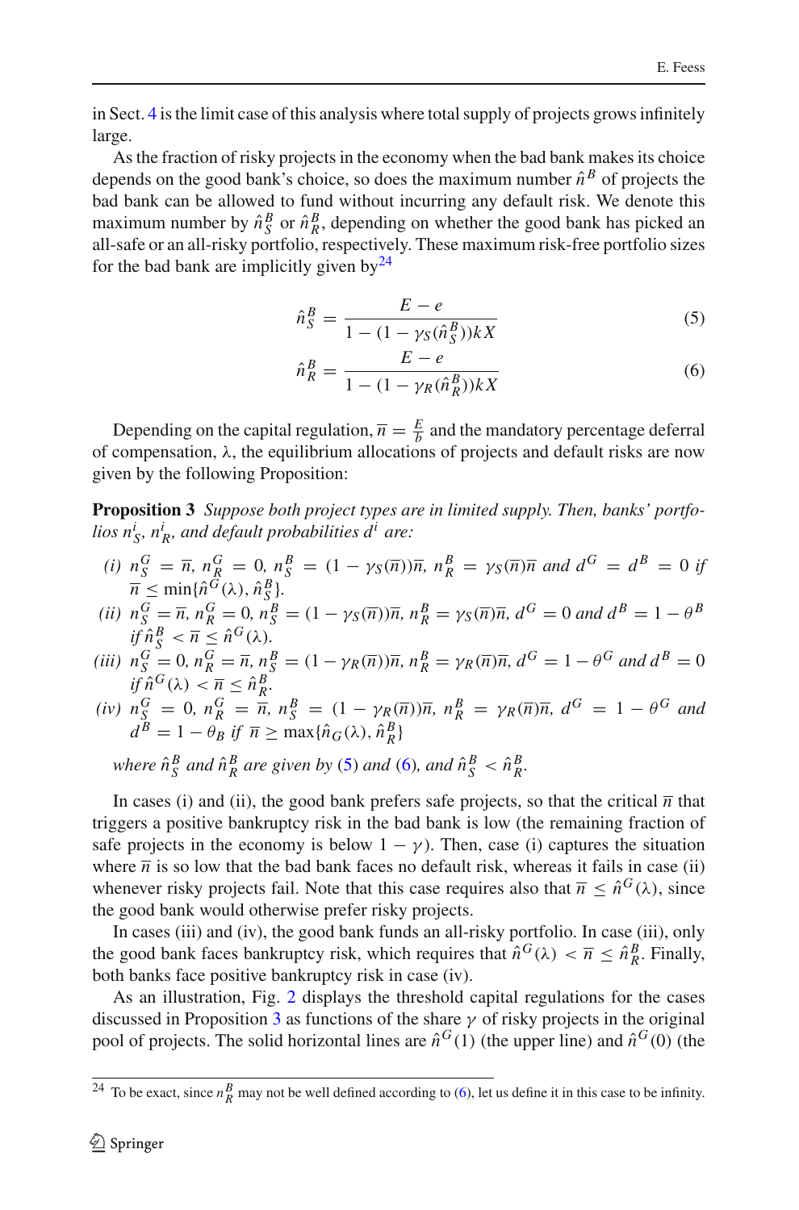in Sect. 4 is the limit case of this analysis where total supply of projects grows infinitely large.

As the fraction of risky projects in the economy when the bad bank makes its choice depends on the good bank's choice, so does the maximum number $\hat{n}^B$ of projects the bad bank can be allowed to fund without incurring any default risk. We denote this maximum number by $\hat{n}^B_S$ or $\hat{n}^B_R$, depending on whether the good bank has picked an all-safe or an all-risky portfolio, respectively. These maximum risk-free portfolio sizes for the bad bank are implicitly given by[24]

$$\hat{n}^B_S = \frac{E-e}{1-(1-\gamma_S(\hat{n}^B_S))kX} \tag{5}$$

$$\hat{n}^B_R = \frac{E-e}{1-(1-\gamma_R(\hat{n}^B_R))kX} \tag{6}$$

Depending on the capital regulation, $\overline{n} = \frac{E}{b}$ and the mandatory percentage deferral of compensation, $\lambda$, the equilibrium allocations of projects and default risks are now given by the following Proposition:

**Proposition 3** *Suppose both project types are in limited supply. Then, banks' portfolios $n^i_S$, $n^i_R$, and default probabilities $d^i$ are:*

*(i)* $n^G_S = \overline{n}$, $n^G_R = 0$, $n^B_S = (1-\gamma_S(\overline{n}))\overline{n}$, $n^B_R = \gamma_S(\overline{n})\overline{n}$ *and* $d^G = d^B = 0$ *if* $\overline{n} \leq \min\{\hat{n}^G(\lambda), \hat{n}^B_S\}$.

*(ii)* $n^G_S = \overline{n}$, $n^G_R = 0$, $n^B_S = (1-\gamma_S(\overline{n}))\overline{n}$, $n^B_R = \gamma_S(\overline{n})\overline{n}$, $d^G = 0$ *and* $d^B = 1-\theta^B$ *if* $\hat{n}^B_S < \overline{n} \leq \hat{n}^G(\lambda)$.

*(iii)* $n^G_S = 0$, $n^G_R = \overline{n}$, $n^B_S = (1-\gamma_R(\overline{n}))\overline{n}$, $n^B_R = \gamma_R(\overline{n})\overline{n}$, $d^G = 1-\theta^G$ *and* $d^B = 0$ *if* $\hat{n}^G(\lambda) < \overline{n} \leq \hat{n}^B_R$.

*(iv)* $n^G_S = 0$, $n^G_R = \overline{n}$, $n^B_S = (1-\gamma_R(\overline{n}))\overline{n}$, $n^B_R = \gamma_R(\overline{n})\overline{n}$, $d^G = 1-\theta^G$ *and* $d^B = 1-\theta_B$ *if* $\overline{n} \geq \max\{\hat{n}_G(\lambda), \hat{n}^B_R\}$

*where $\hat{n}^B_S$ and $\hat{n}^B_R$ are given by (5) and (6), and $\hat{n}^B_S < \hat{n}^B_R$.*

In cases (i) and (ii), the good bank prefers safe projects, so that the critical $\overline{n}$ that triggers a positive bankruptcy risk in the bad bank is low (the remaining fraction of safe projects in the economy is below $1-\gamma$). Then, case (i) captures the situation where $\overline{n}$ is so low that the bad bank faces no default risk, whereas it fails in case (ii) whenever risky projects fail. Note that this case requires also that $\overline{n} \leq \hat{n}^G(\lambda)$, since the good bank would otherwise prefer risky projects.

In cases (iii) and (iv), the good bank funds an all-risky portfolio. In case (iii), only the good bank faces bankruptcy risk, which requires that $\hat{n}^G(\lambda) < \overline{n} \leq \hat{n}^B_R$. Finally, both banks face positive bankruptcy risk in case (iv).

As an illustration, Fig. 2 displays the threshold capital regulations for the cases discussed in Proposition 3 as functions of the share $\gamma$ of risky projects in the original pool of projects. The solid horizontal lines are $\hat{n}^G(1)$ (the upper line) and $\hat{n}^G(0)$ (the

[24] To be exact, since $n^B_R$ may not be well defined according to (6), let us define it in this case to be infinity.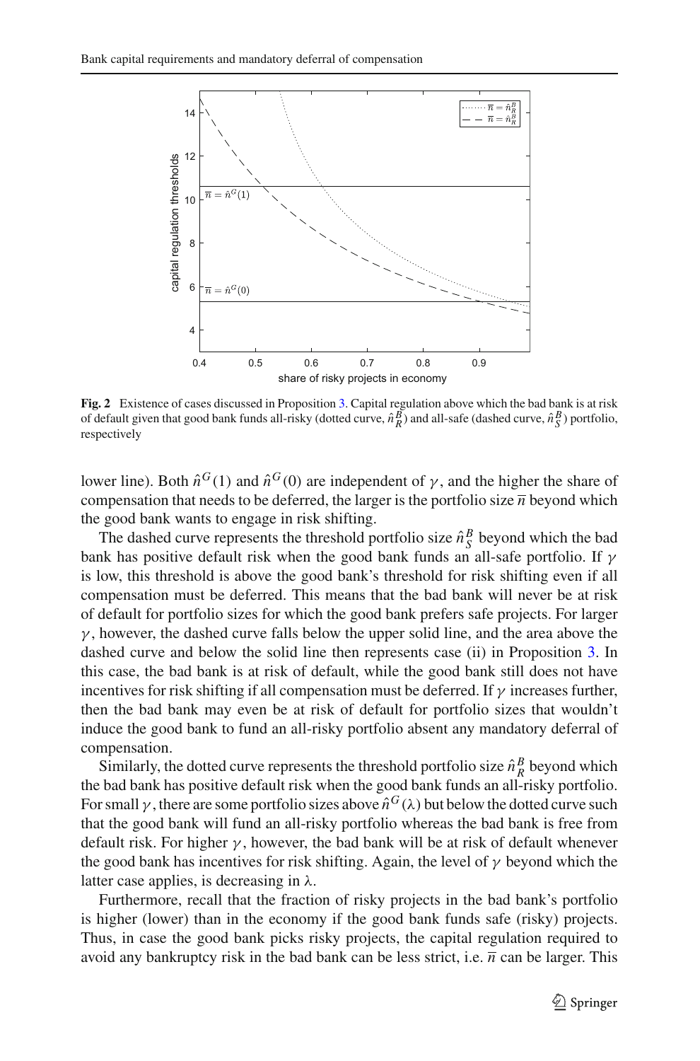**Fig. 2** Existence of cases discussed in Proposition 3. Capital regulation above which the bad bank is at risk of default given that good bank funds all-risky (dotted curve, $\hat{n}_R^B$) and all-safe (dashed curve, $\hat{n}_S^B$) portfolio, respectively

lower line). Both $\hat{n}^G(1)$ and $\hat{n}^G(0)$ are independent of $\gamma$, and the higher the share of compensation that needs to be deferred, the larger is the portfolio size $\overline{n}$ beyond which the good bank wants to engage in risk shifting.

The dashed curve represents the threshold portfolio size $\hat{n}_S^B$ beyond which the bad bank has positive default risk when the good bank funds an all-safe portfolio. If $\gamma$ is low, this threshold is above the good bank's threshold for risk shifting even if all compensation must be deferred. This means that the bad bank will never be at risk of default for portfolio sizes for which the good bank prefers safe projects. For larger $\gamma$, however, the dashed curve falls below the upper solid line, and the area above the dashed curve and below the solid line then represents case (ii) in Proposition 3. In this case, the bad bank is at risk of default, while the good bank still does not have incentives for risk shifting if all compensation must be deferred. If $\gamma$ increases further, then the bad bank may even be at risk of default for portfolio sizes that wouldn't induce the good bank to fund an all-risky portfolio absent any mandatory deferral of compensation.

Similarly, the dotted curve represents the threshold portfolio size $\hat{n}_R^B$ beyond which the bad bank has positive default risk when the good bank funds an all-risky portfolio. For small $\gamma$, there are some portfolio sizes above $\hat{n}^G(\lambda)$ but below the dotted curve such that the good bank will fund an all-risky portfolio whereas the bad bank is free from default risk. For higher $\gamma$, however, the bad bank will be at risk of default whenever the good bank has incentives for risk shifting. Again, the level of $\gamma$ beyond which the latter case applies, is decreasing in $\lambda$.

Furthermore, recall that the fraction of risky projects in the bad bank's portfolio is higher (lower) than in the economy if the good bank funds safe (risky) projects. Thus, in case the good bank picks risky projects, the capital regulation required to avoid any bankruptcy risk in the bad bank can be less strict, i.e. $\overline{n}$ can be larger. This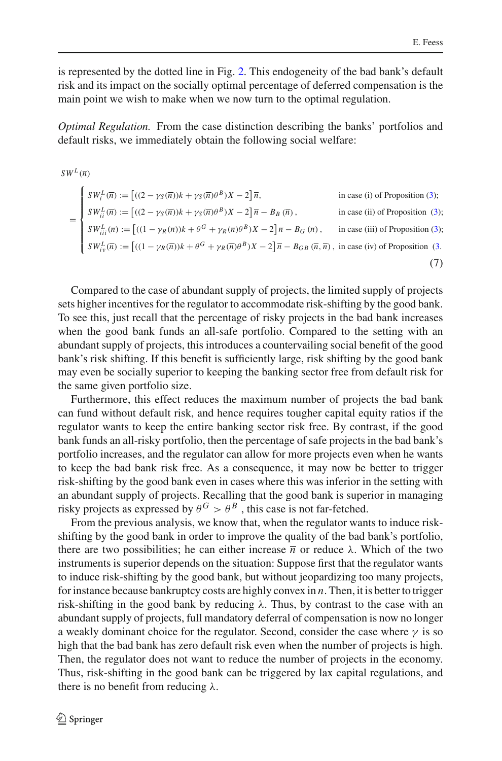is represented by the dotted line in Fig. 2. This endogeneity of the bad bank's default risk and its impact on the socially optimal percentage of deferred compensation is the main point we wish to make when we now turn to the optimal regulation.

*Optimal Regulation.* From the case distinction describing the banks' portfolios and default risks, we immediately obtain the following social welfare:

$$
SW^L(\overline{n}) = \begin{cases} SW_i^L(\overline{n}) := \left[((2-\gamma_S(\overline{n}))k + \gamma_S(\overline{n})\theta^B)X - 2\right]\overline{n}, & \text{in case (i) of Proposition (3);} \\ SW_{ii}^L(\overline{n}) := \left[((2-\gamma_S(\overline{n}))k + \gamma_S(\overline{n})\theta^B)X - 2\right]\overline{n} - B_B(\overline{n}), & \text{in case (ii) of Proposition (3);} \\ SW_{iii}^L(\overline{n}) := \left[((1-\gamma_R(\overline{n}))k + \theta^G + \gamma_R(\overline{n})\theta^B)X - 2\right]\overline{n} - B_G(\overline{n}), & \text{in case (iii) of Proposition (3);} \\ SW_{iv}^L(\overline{n}) := \left[((1-\gamma_R(\overline{n}))k + \theta^G + \gamma_R(\overline{n})\theta^B)X - 2\right]\overline{n} - B_{GB}(\overline{n},\overline{n}), & \text{in case (iv) of Proposition (3.} \end{cases} \tag{7}
$$

Compared to the case of abundant supply of projects, the limited supply of projects sets higher incentives for the regulator to accommodate risk-shifting by the good bank. To see this, just recall that the percentage of risky projects in the bad bank increases when the good bank funds an all-safe portfolio. Compared to the setting with an abundant supply of projects, this introduces a countervailing social benefit of the good bank's risk shifting. If this benefit is sufficiently large, risk shifting by the good bank may even be socially superior to keeping the banking sector free from default risk for the same given portfolio size.

Furthermore, this effect reduces the maximum number of projects the bad bank can fund without default risk, and hence requires tougher capital equity ratios if the regulator wants to keep the entire banking sector risk free. By contrast, if the good bank funds an all-risky portfolio, then the percentage of safe projects in the bad bank's portfolio increases, and the regulator can allow for more projects even when he wants to keep the bad bank risk free. As a consequence, it may now be better to trigger risk-shifting by the good bank even in cases where this was inferior in the setting with an abundant supply of projects. Recalling that the good bank is superior in managing risky projects as expressed by $\theta^G > \theta^B$ , this case is not far-fetched.

From the previous analysis, we know that, when the regulator wants to induce risk-shifting by the good bank in order to improve the quality of the bad bank's portfolio, there are two possibilities; he can either increase $\overline{n}$ or reduce $\lambda$. Which of the two instruments is superior depends on the situation: Suppose first that the regulator wants to induce risk-shifting by the good bank, but without jeopardizing too many projects, for instance because bankruptcy costs are highly convex in $n$. Then, it is better to trigger risk-shifting in the good bank by reducing $\lambda$. Thus, by contrast to the case with an abundant supply of projects, full mandatory deferral of compensation is now no longer a weakly dominant choice for the regulator. Second, consider the case where $\gamma$ is so high that the bad bank has zero default risk even when the number of projects is high. Then, the regulator does not want to reduce the number of projects in the economy. Thus, risk-shifting in the good bank can be triggered by lax capital regulations, and there is no benefit from reducing $\lambda$.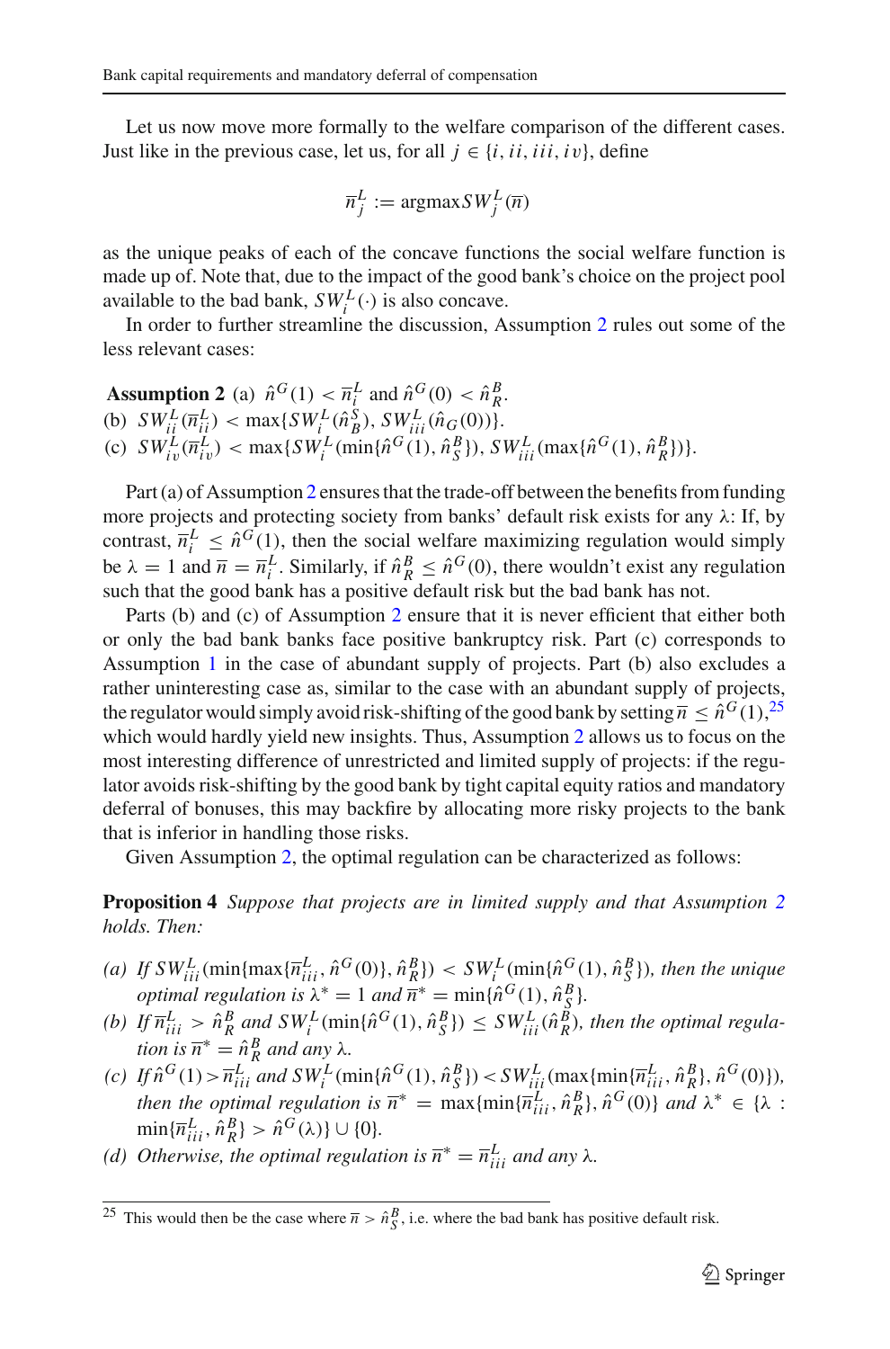Let us now move more formally to the welfare comparison of the different cases. Just like in the previous case, let us, for all $j \in \{i, ii, iii, iv\}$, define

$$\overline{n}_j^L := \operatorname{argmax} SW_j^L(\overline{n})$$

as the unique peaks of each of the concave functions the social welfare function is made up of. Note that, due to the impact of the good bank's choice on the project pool available to the bad bank, $SW_i^L(\cdot)$ is also concave.

In order to further streamline the discussion, Assumption 2 rules out some of the less relevant cases:

**Assumption 2** (a) $\hat{n}^G(1) < \overline{n}_i^L$ and $\hat{n}^G(0) < \hat{n}_R^B$.
(b) $SW_{ii}^L(\overline{n}_{ii}^L) < \max\{SW_i^L(\hat{n}_B^S), SW_{iii}^L(\hat{n}_G(0))\}$.
(c) $SW_{iv}^L(\overline{n}_{iv}^L) < \max\{SW_i^L(\min\{\hat{n}^G(1), \hat{n}_S^B\}), SW_{iii}^L(\max\{\hat{n}^G(1), \hat{n}_R^B\})\}$.

Part (a) of Assumption 2 ensures that the trade-off between the benefits from funding more projects and protecting society from banks' default risk exists for any $\lambda$: If, by contrast, $\overline{n}_i^L \leq \hat{n}^G(1)$, then the social welfare maximizing regulation would simply be $\lambda = 1$ and $\overline{n} = \overline{n}_i^L$. Similarly, if $\hat{n}_R^B \leq \hat{n}^G(0)$, there wouldn't exist any regulation such that the good bank has a positive default risk but the bad bank has not.

Parts (b) and (c) of Assumption 2 ensure that it is never efficient that either both or only the bad bank banks face positive bankruptcy risk. Part (c) corresponds to Assumption 1 in the case of abundant supply of projects. Part (b) also excludes a rather uninteresting case as, similar to the case with an abundant supply of projects, the regulator would simply avoid risk-shifting of the good bank by setting $\overline{n} \leq \hat{n}^G(1)$,[25] which would hardly yield new insights. Thus, Assumption 2 allows us to focus on the most interesting difference of unrestricted and limited supply of projects: if the regulator avoids risk-shifting by the good bank by tight capital equity ratios and mandatory deferral of bonuses, this may backfire by allocating more risky projects to the bank that is inferior in handling those risks.

Given Assumption 2, the optimal regulation can be characterized as follows:

**Proposition 4** *Suppose that projects are in limited supply and that Assumption 2 holds. Then:*

- *(a) If $SW_{iii}^L(\min\{\max\{\overline{n}_{iii}^L, \hat{n}^G(0)\}, \hat{n}_R^B\}) < SW_i^L(\min\{\hat{n}^G(1), \hat{n}_S^B\})$, then the unique optimal regulation is $\lambda^* = 1$ and $\overline{n}^* = \min\{\hat{n}^G(1), \hat{n}_S^B\}$.*
- *(b) If $\overline{n}_{iii}^L > \hat{n}_R^B$ and $SW_i^L(\min\{\hat{n}^G(1), \hat{n}_S^B\}) \leq SW_{iii}^L(\hat{n}_R^B)$, then the optimal regulation is $\overline{n}^* = \hat{n}_R^B$ and any $\lambda$.*
- *(c) If $\hat{n}^G(1) > \overline{n}_{iii}^L$ and $SW_i^L(\min\{\hat{n}^G(1), \hat{n}_S^B\}) < SW_{iii}^L(\max\{\min\{\overline{n}_{iii}^L, \hat{n}_R^B\}, \hat{n}^G(0)\})$, then the optimal regulation is $\overline{n}^* = \max\{\min\{\overline{n}_{iii}^L, \hat{n}_R^B\}, \hat{n}^G(0)\}$ and $\lambda^* \in \{\lambda : \min\{\overline{n}_{iii}^L, \hat{n}_R^B\} > \hat{n}^G(\lambda)\} \cup \{0\}$.*
- *(d) Otherwise, the optimal regulation is $\overline{n}^* = \overline{n}_{iii}^L$ and any $\lambda$.*

---

[25] This would then be the case where $\overline{n} > \hat{n}_S^B$, i.e. where the bad bank has positive default risk.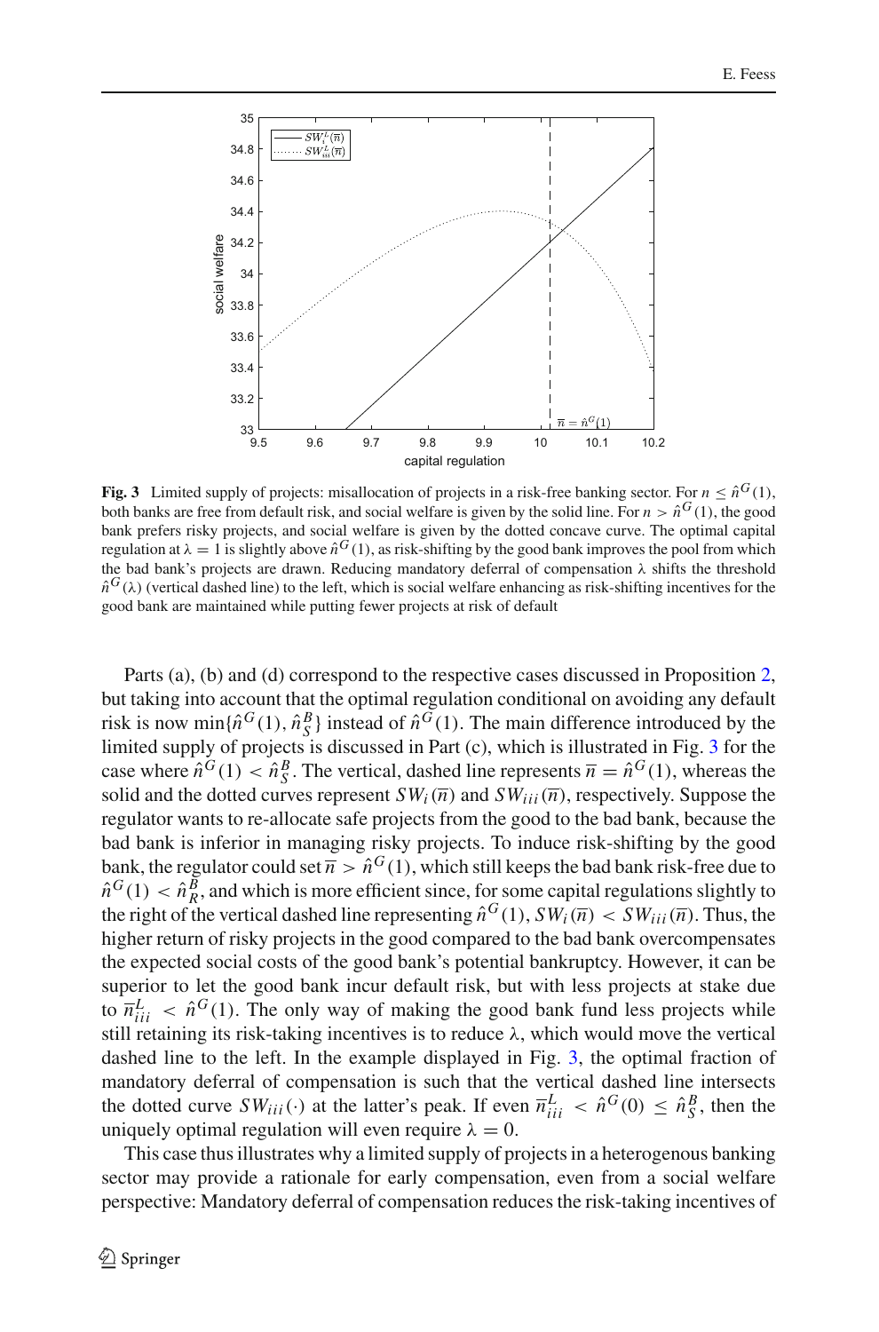**Fig. 3** Limited supply of projects: misallocation of projects in a risk-free banking sector. For $n \leq \hat{n}^G(1)$, both banks are free from default risk, and social welfare is given by the solid line. For $n > \hat{n}^G(1)$, the good bank prefers risky projects, and social welfare is given by the dotted concave curve. The optimal capital regulation at $\lambda = 1$ is slightly above $\hat{n}^G(1)$, as risk-shifting by the good bank improves the pool from which the bad bank's projects are drawn. Reducing mandatory deferral of compensation $\lambda$ shifts the threshold $\hat{n}^G(\lambda)$ (vertical dashed line) to the left, which is social welfare enhancing as risk-shifting incentives for the good bank are maintained while putting fewer projects at risk of default

Parts (a), (b) and (d) correspond to the respective cases discussed in Proposition 2, but taking into account that the optimal regulation conditional on avoiding any default risk is now $\min\{\hat{n}^G(1), \hat{n}_S^B\}$ instead of $\hat{n}^G(1)$. The main difference introduced by the limited supply of projects is discussed in Part (c), which is illustrated in Fig. 3 for the case where $\hat{n}^G(1) < \hat{n}_S^B$. The vertical, dashed line represents $\overline{n} = \hat{n}^G(1)$, whereas the solid and the dotted curves represent $SW_i(\overline{n})$ and $SW_{iii}(\overline{n})$, respectively. Suppose the regulator wants to re-allocate safe projects from the good to the bad bank, because the bad bank is inferior in managing risky projects. To induce risk-shifting by the good bank, the regulator could set $\overline{n} > \hat{n}^G(1)$, which still keeps the bad bank risk-free due to $\hat{n}^G(1) < \hat{n}_R^B$, and which is more efficient since, for some capital regulations slightly to the right of the vertical dashed line representing $\hat{n}^G(1)$, $SW_i(\overline{n}) < SW_{iii}(\overline{n})$. Thus, the higher return of risky projects in the good compared to the bad bank overcompensates the expected social costs of the good bank's potential bankruptcy. However, it can be superior to let the good bank incur default risk, but with less projects at stake due to $\overline{n}_{iii}^L < \hat{n}^G(1)$. The only way of making the good bank fund less projects while still retaining its risk-taking incentives is to reduce $\lambda$, which would move the vertical dashed line to the left. In the example displayed in Fig. 3, the optimal fraction of mandatory deferral of compensation is such that the vertical dashed line intersects the dotted curve $SW_{iii}(\cdot)$ at the latter's peak. If even $\overline{n}_{iii}^L < \hat{n}^G(0) \leq \hat{n}_S^B$, then the uniquely optimal regulation will even require $\lambda = 0$.

This case thus illustrates why a limited supply of projects in a heterogenous banking sector may provide a rationale for early compensation, even from a social welfare perspective: Mandatory deferral of compensation reduces the risk-taking incentives of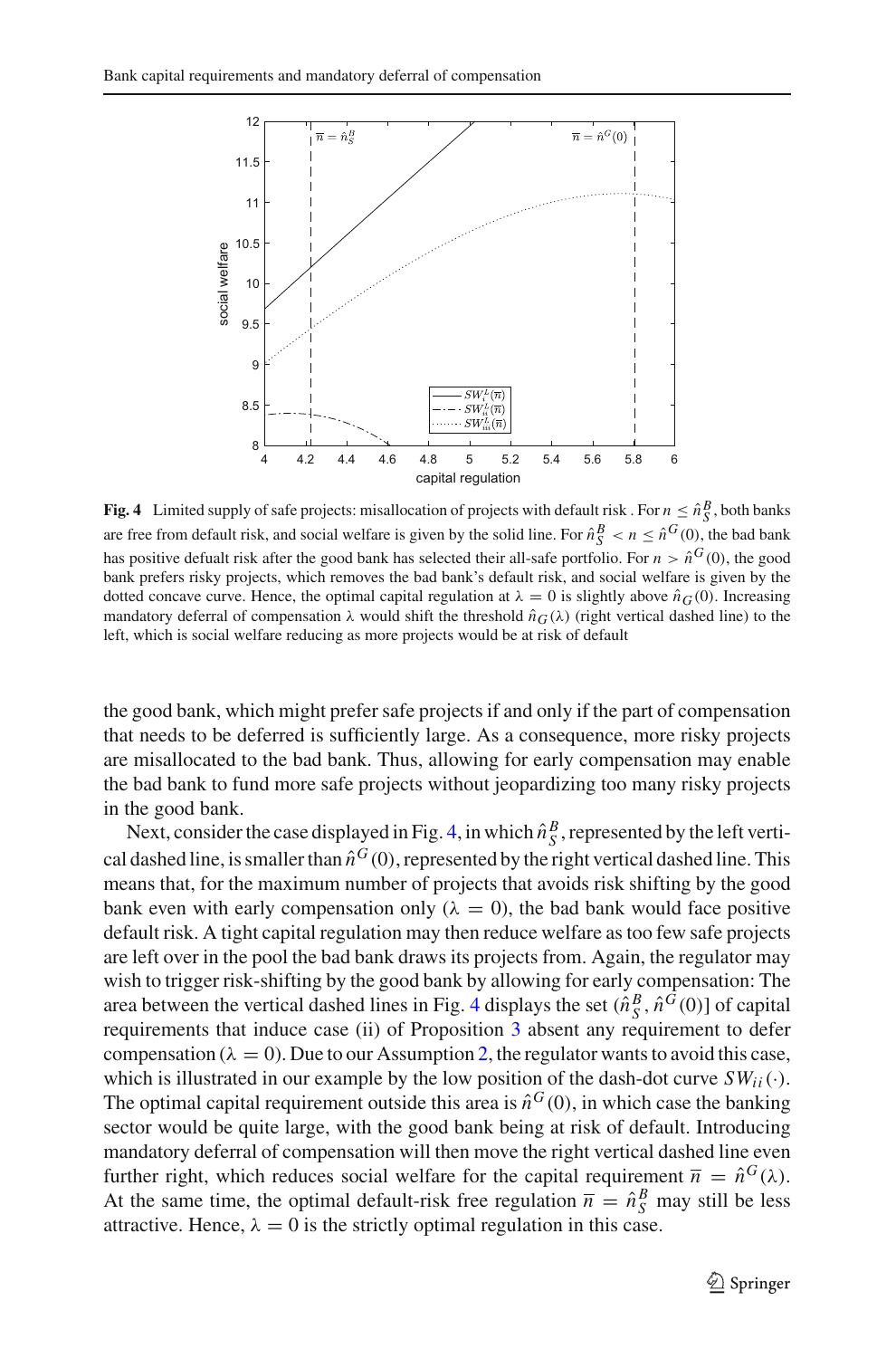**Fig. 4** Limited supply of safe projects: misallocation of projects with default risk . For $n \leq \hat{n}_S^B$, both banks are free from default risk, and social welfare is given by the solid line. For $\hat{n}_S^B < n \leq \hat{n}^G(0)$, the bad bank has positive defualt risk after the good bank has selected their all-safe portfolio. For $n > \hat{n}^G(0)$, the good bank prefers risky projects, which removes the bad bank's default risk, and social welfare is given by the dotted concave curve. Hence, the optimal capital regulation at $\lambda = 0$ is slightly above $\hat{n}_G(0)$. Increasing mandatory deferral of compensation $\lambda$ would shift the threshold $\hat{n}_G(\lambda)$ (right vertical dashed line) to the left, which is social welfare reducing as more projects would be at risk of default

the good bank, which might prefer safe projects if and only if the part of compensation that needs to be deferred is sufficiently large. As a consequence, more risky projects are misallocated to the bad bank. Thus, allowing for early compensation may enable the bad bank to fund more safe projects without jeopardizing too many risky projects in the good bank.

Next, consider the case displayed in Fig. 4, in which $\hat{n}_S^B$, represented by the left vertical dashed line, is smaller than $\hat{n}^G(0)$, represented by the right vertical dashed line. This means that, for the maximum number of projects that avoids risk shifting by the good bank even with early compensation only ($\lambda = 0$), the bad bank would face positive default risk. A tight capital regulation may then reduce welfare as too few safe projects are left over in the pool the bad bank draws its projects from. Again, the regulator may wish to trigger risk-shifting by the good bank by allowing for early compensation: The area between the vertical dashed lines in Fig. 4 displays the set $(\hat{n}_S^B, \hat{n}^G(0)]$ of capital requirements that induce case (ii) of Proposition 3 absent any requirement to defer compensation ($\lambda = 0$). Due to our Assumption 2, the regulator wants to avoid this case, which is illustrated in our example by the low position of the dash-dot curve $SW_{ii}(\cdot)$. The optimal capital requirement outside this area is $\hat{n}^G(0)$, in which case the banking sector would be quite large, with the good bank being at risk of default. Introducing mandatory deferral of compensation will then move the right vertical dashed line even further right, which reduces social welfare for the capital requirement $\overline{n} = \hat{n}^G(\lambda)$. At the same time, the optimal default-risk free regulation $\overline{n} = \hat{n}_S^B$ may still be less attractive. Hence, $\lambda = 0$ is the strictly optimal regulation in this case.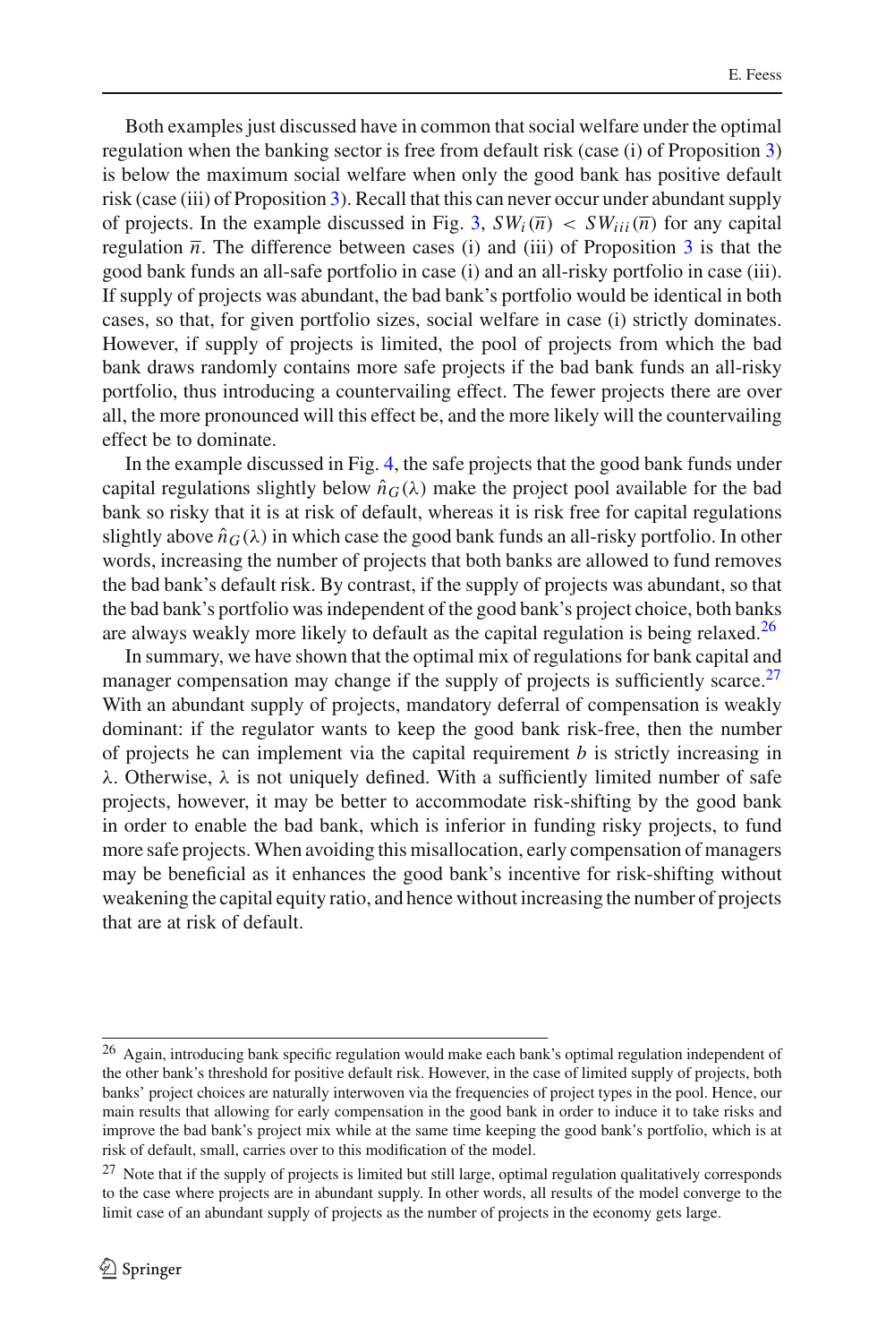Both examples just discussed have in common that social welfare under the optimal regulation when the banking sector is free from default risk (case (i) of Proposition 3) is below the maximum social welfare when only the good bank has positive default risk (case (iii) of Proposition 3). Recall that this can never occur under abundant supply of projects. In the example discussed in Fig. 3, $SW_i(\overline{n}) < SW_{iii}(\overline{n})$ for any capital regulation $\overline{n}$. The difference between cases (i) and (iii) of Proposition 3 is that the good bank funds an all-safe portfolio in case (i) and an all-risky portfolio in case (iii). If supply of projects was abundant, the bad bank's portfolio would be identical in both cases, so that, for given portfolio sizes, social welfare in case (i) strictly dominates. However, if supply of projects is limited, the pool of projects from which the bad bank draws randomly contains more safe projects if the bad bank funds an all-risky portfolio, thus introducing a countervailing effect. The fewer projects there are over all, the more pronounced will this effect be, and the more likely will the countervailing effect be to dominate.

In the example discussed in Fig. 4, the safe projects that the good bank funds under capital regulations slightly below $\hat{n}_G(\lambda)$ make the project pool available for the bad bank so risky that it is at risk of default, whereas it is risk free for capital regulations slightly above $\hat{n}_G(\lambda)$ in which case the good bank funds an all-risky portfolio. In other words, increasing the number of projects that both banks are allowed to fund removes the bad bank's default risk. By contrast, if the supply of projects was abundant, so that the bad bank's portfolio was independent of the good bank's project choice, both banks are always weakly more likely to default as the capital regulation is being relaxed.[26]

In summary, we have shown that the optimal mix of regulations for bank capital and manager compensation may change if the supply of projects is sufficiently scarce.[27] With an abundant supply of projects, mandatory deferral of compensation is weakly dominant: if the regulator wants to keep the good bank risk-free, then the number of projects he can implement via the capital requirement $b$ is strictly increasing in $\lambda$. Otherwise, $\lambda$ is not uniquely defined. With a sufficiently limited number of safe projects, however, it may be better to accommodate risk-shifting by the good bank in order to enable the bad bank, which is inferior in funding risky projects, to fund more safe projects. When avoiding this misallocation, early compensation of managers may be beneficial as it enhances the good bank's incentive for risk-shifting without weakening the capital equity ratio, and hence without increasing the number of projects that are at risk of default.

---

[26] Again, introducing bank specific regulation would make each bank's optimal regulation independent of the other bank's threshold for positive default risk. However, in the case of limited supply of projects, both banks' project choices are naturally interwoven via the frequencies of project types in the pool. Hence, our main results that allowing for early compensation in the good bank in order to induce it to take risks and improve the bad bank's project mix while at the same time keeping the good bank's portfolio, which is at risk of default, small, carries over to this modification of the model.

[27] Note that if the supply of projects is limited but still large, optimal regulation qualitatively corresponds to the case where projects are in abundant supply. In other words, all results of the model converge to the limit case of an abundant supply of projects as the number of projects in the economy gets large.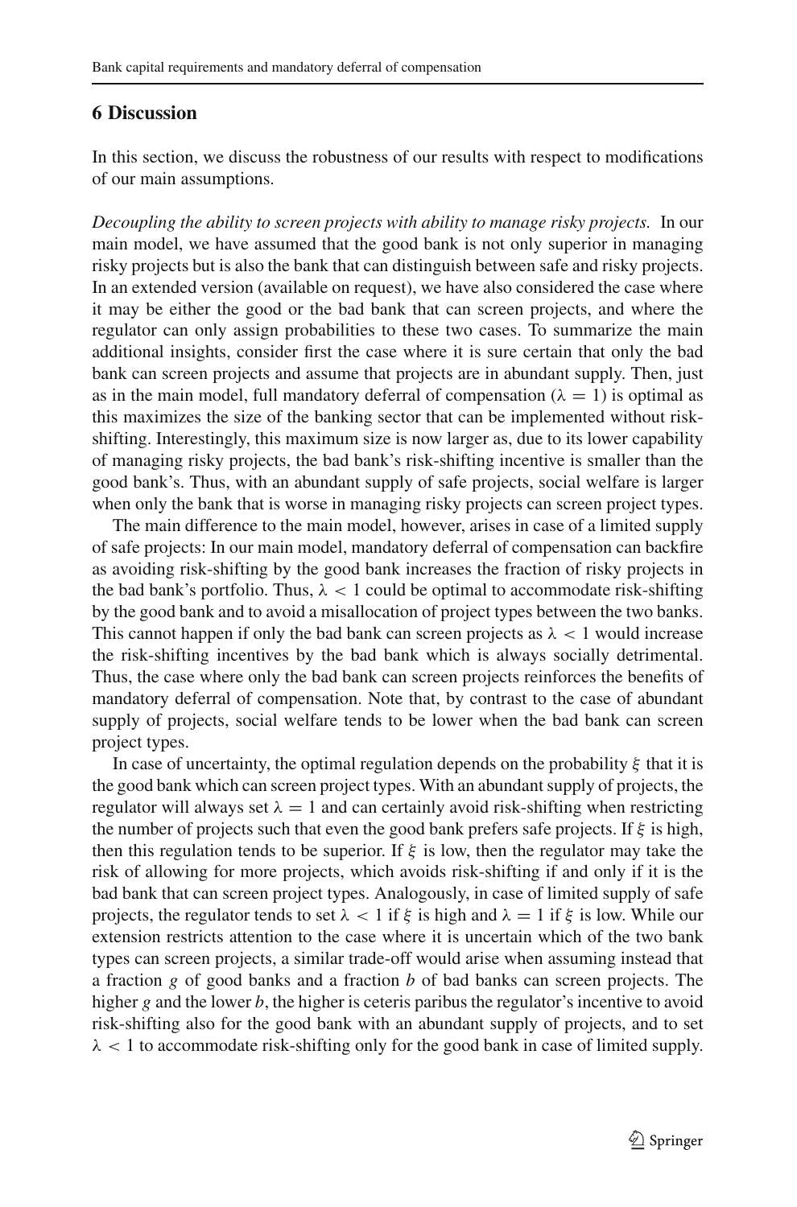## 6 Discussion

In this section, we discuss the robustness of our results with respect to modifications of our main assumptions.

*Decoupling the ability to screen projects with ability to manage risky projects.* In our main model, we have assumed that the good bank is not only superior in managing risky projects but is also the bank that can distinguish between safe and risky projects. In an extended version (available on request), we have also considered the case where it may be either the good or the bad bank that can screen projects, and where the regulator can only assign probabilities to these two cases. To summarize the main additional insights, consider first the case where it is sure certain that only the bad bank can screen projects and assume that projects are in abundant supply. Then, just as in the main model, full mandatory deferral of compensation ($\lambda = 1$) is optimal as this maximizes the size of the banking sector that can be implemented without risk-shifting. Interestingly, this maximum size is now larger as, due to its lower capability of managing risky projects, the bad bank's risk-shifting incentive is smaller than the good bank's. Thus, with an abundant supply of safe projects, social welfare is larger when only the bank that is worse in managing risky projects can screen project types.

The main difference to the main model, however, arises in case of a limited supply of safe projects: In our main model, mandatory deferral of compensation can backfire as avoiding risk-shifting by the good bank increases the fraction of risky projects in the bad bank's portfolio. Thus, $\lambda < 1$ could be optimal to accommodate risk-shifting by the good bank and to avoid a misallocation of project types between the two banks. This cannot happen if only the bad bank can screen projects as $\lambda < 1$ would increase the risk-shifting incentives by the bad bank which is always socially detrimental. Thus, the case where only the bad bank can screen projects reinforces the benefits of mandatory deferral of compensation. Note that, by contrast to the case of abundant supply of projects, social welfare tends to be lower when the bad bank can screen project types.

In case of uncertainty, the optimal regulation depends on the probability $\xi$ that it is the good bank which can screen project types. With an abundant supply of projects, the regulator will always set $\lambda = 1$ and can certainly avoid risk-shifting when restricting the number of projects such that even the good bank prefers safe projects. If $\xi$ is high, then this regulation tends to be superior. If $\xi$ is low, then the regulator may take the risk of allowing for more projects, which avoids risk-shifting if and only if it is the bad bank that can screen project types. Analogously, in case of limited supply of safe projects, the regulator tends to set $\lambda < 1$ if $\xi$ is high and $\lambda = 1$ if $\xi$ is low. While our extension restricts attention to the case where it is uncertain which of the two bank types can screen projects, a similar trade-off would arise when assuming instead that a fraction $g$ of good banks and a fraction $b$ of bad banks can screen projects. The higher $g$ and the lower $b$, the higher is ceteris paribus the regulator's incentive to avoid risk-shifting also for the good bank with an abundant supply of projects, and to set $\lambda < 1$ to accommodate risk-shifting only for the good bank in case of limited supply.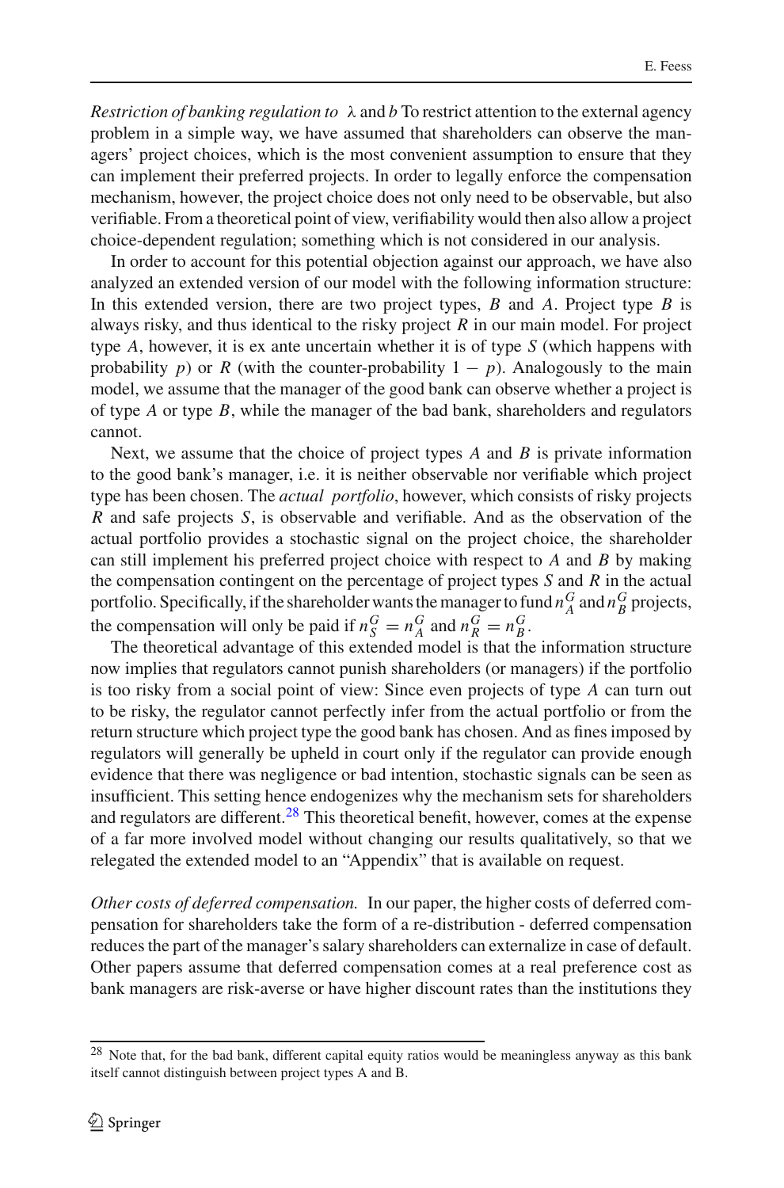*Restriction of banking regulation to* $\lambda$ and $b$ To restrict attention to the external agency problem in a simple way, we have assumed that shareholders can observe the managers' project choices, which is the most convenient assumption to ensure that they can implement their preferred projects. In order to legally enforce the compensation mechanism, however, the project choice does not only need to be observable, but also verifiable. From a theoretical point of view, verifiability would then also allow a project choice-dependent regulation; something which is not considered in our analysis.

In order to account for this potential objection against our approach, we have also analyzed an extended version of our model with the following information structure: In this extended version, there are two project types, $B$ and $A$. Project type $B$ is always risky, and thus identical to the risky project $R$ in our main model. For project type $A$, however, it is ex ante uncertain whether it is of type $S$ (which happens with probability $p$) or $R$ (with the counter-probability $1 - p$). Analogously to the main model, we assume that the manager of the good bank can observe whether a project is of type $A$ or type $B$, while the manager of the bad bank, shareholders and regulators cannot.

Next, we assume that the choice of project types $A$ and $B$ is private information to the good bank's manager, i.e. it is neither observable nor verifiable which project type has been chosen. The *actual portfolio*, however, which consists of risky projects $R$ and safe projects $S$, is observable and verifiable. And as the observation of the actual portfolio provides a stochastic signal on the project choice, the shareholder can still implement his preferred project choice with respect to $A$ and $B$ by making the compensation contingent on the percentage of project types $S$ and $R$ in the actual portfolio. Specifically, if the shareholder wants the manager to fund $n_A^G$ and $n_B^G$ projects, the compensation will only be paid if $n_S^G = n_A^G$ and $n_R^G = n_B^G$.

The theoretical advantage of this extended model is that the information structure now implies that regulators cannot punish shareholders (or managers) if the portfolio is too risky from a social point of view: Since even projects of type $A$ can turn out to be risky, the regulator cannot perfectly infer from the actual portfolio or from the return structure which project type the good bank has chosen. And as fines imposed by regulators will generally be upheld in court only if the regulator can provide enough evidence that there was negligence or bad intention, stochastic signals can be seen as insufficient. This setting hence endogenizes why the mechanism sets for shareholders and regulators are different.[28] This theoretical benefit, however, comes at the expense of a far more involved model without changing our results qualitatively, so that we relegated the extended model to an "Appendix" that is available on request.

*Other costs of deferred compensation.* In our paper, the higher costs of deferred compensation for shareholders take the form of a re-distribution - deferred compensation reduces the part of the manager's salary shareholders can externalize in case of default. Other papers assume that deferred compensation comes at a real preference cost as bank managers are risk-averse or have higher discount rates than the institutions they

[28] Note that, for the bad bank, different capital equity ratios would be meaningless anyway as this bank itself cannot distinguish between project types A and B.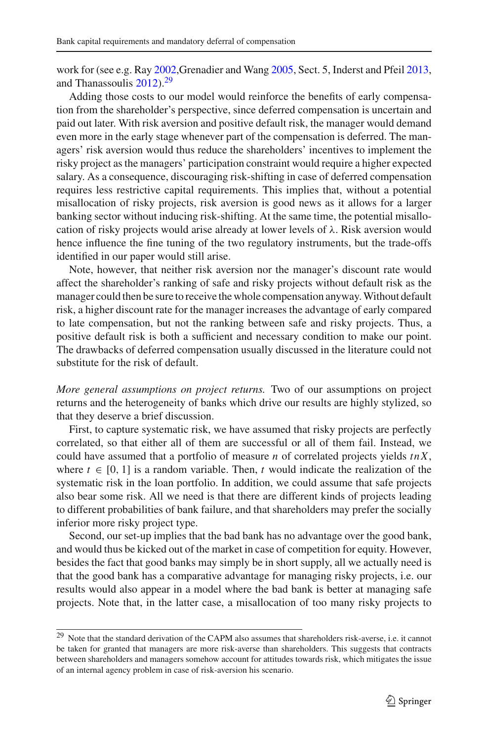work for (see e.g. Ray 2002,Grenadier and Wang 2005, Sect. 5, Inderst and Pfeil 2013, and Thanassoulis 2012).[29]

Adding those costs to our model would reinforce the benefits of early compensation from the shareholder's perspective, since deferred compensation is uncertain and paid out later. With risk aversion and positive default risk, the manager would demand even more in the early stage whenever part of the compensation is deferred. The managers' risk aversion would thus reduce the shareholders' incentives to implement the risky project as the managers' participation constraint would require a higher expected salary. As a consequence, discouraging risk-shifting in case of deferred compensation requires less restrictive capital requirements. This implies that, without a potential misallocation of risky projects, risk aversion is good news as it allows for a larger banking sector without inducing risk-shifting. At the same time, the potential misallocation of risky projects would arise already at lower levels of $\lambda$. Risk aversion would hence influence the fine tuning of the two regulatory instruments, but the trade-offs identified in our paper would still arise.

Note, however, that neither risk aversion nor the manager's discount rate would affect the shareholder's ranking of safe and risky projects without default risk as the manager could then be sure to receive the whole compensation anyway. Without default risk, a higher discount rate for the manager increases the advantage of early compared to late compensation, but not the ranking between safe and risky projects. Thus, a positive default risk is both a sufficient and necessary condition to make our point. The drawbacks of deferred compensation usually discussed in the literature could not substitute for the risk of default.

*More general assumptions on project returns.* Two of our assumptions on project returns and the heterogeneity of banks which drive our results are highly stylized, so that they deserve a brief discussion.

First, to capture systematic risk, we have assumed that risky projects are perfectly correlated, so that either all of them are successful or all of them fail. Instead, we could have assumed that a portfolio of measure $n$ of correlated projects yields $tnX$, where $t \in [0, 1]$ is a random variable. Then, $t$ would indicate the realization of the systematic risk in the loan portfolio. In addition, we could assume that safe projects also bear some risk. All we need is that there are different kinds of projects leading to different probabilities of bank failure, and that shareholders may prefer the socially inferior more risky project type.

Second, our set-up implies that the bad bank has no advantage over the good bank, and would thus be kicked out of the market in case of competition for equity. However, besides the fact that good banks may simply be in short supply, all we actually need is that the good bank has a comparative advantage for managing risky projects, i.e. our results would also appear in a model where the bad bank is better at managing safe projects. Note that, in the latter case, a misallocation of too many risky projects to

---

[29] Note that the standard derivation of the CAPM also assumes that shareholders risk-averse, i.e. it cannot be taken for granted that managers are more risk-averse than shareholders. This suggests that contracts between shareholders and managers somehow account for attitudes towards risk, which mitigates the issue of an internal agency problem in case of risk-aversion his scenario.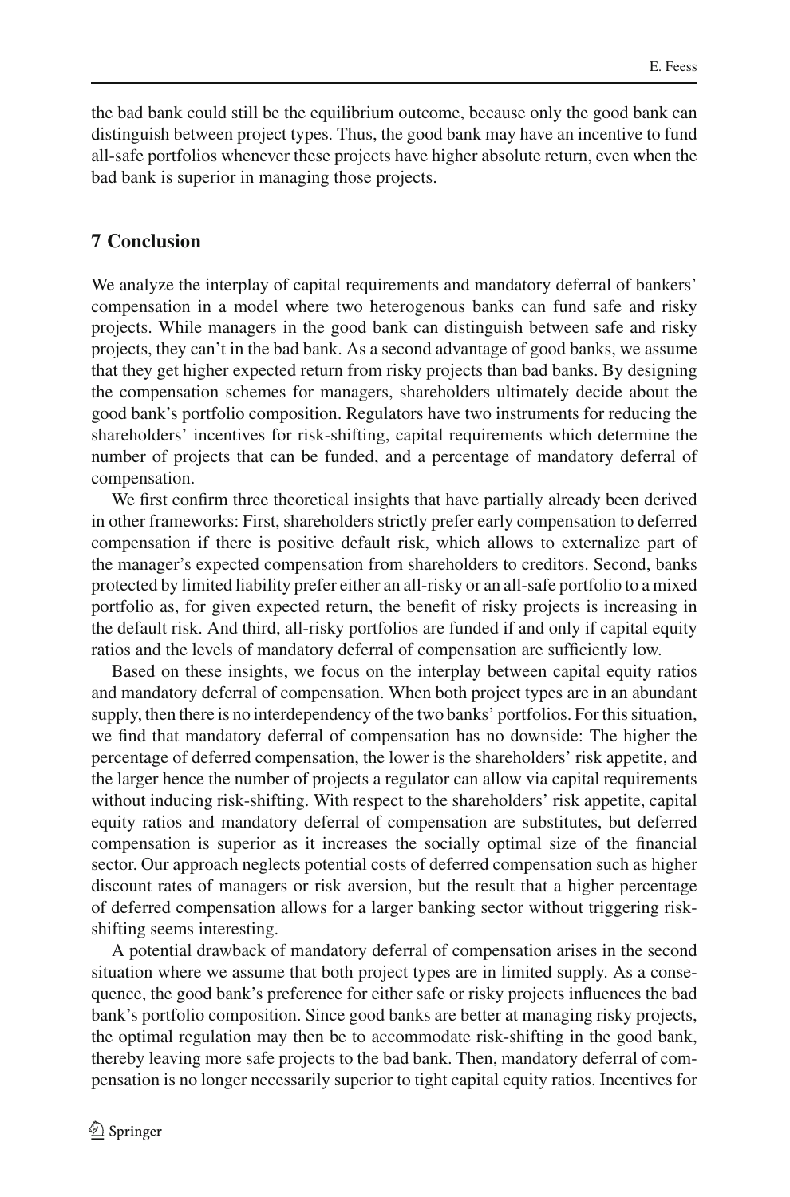the bad bank could still be the equilibrium outcome, because only the good bank can distinguish between project types. Thus, the good bank may have an incentive to fund all-safe portfolios whenever these projects have higher absolute return, even when the bad bank is superior in managing those projects.

## 7 Conclusion

We analyze the interplay of capital requirements and mandatory deferral of bankers' compensation in a model where two heterogenous banks can fund safe and risky projects. While managers in the good bank can distinguish between safe and risky projects, they can't in the bad bank. As a second advantage of good banks, we assume that they get higher expected return from risky projects than bad banks. By designing the compensation schemes for managers, shareholders ultimately decide about the good bank's portfolio composition. Regulators have two instruments for reducing the shareholders' incentives for risk-shifting, capital requirements which determine the number of projects that can be funded, and a percentage of mandatory deferral of compensation.

We first confirm three theoretical insights that have partially already been derived in other frameworks: First, shareholders strictly prefer early compensation to deferred compensation if there is positive default risk, which allows to externalize part of the manager's expected compensation from shareholders to creditors. Second, banks protected by limited liability prefer either an all-risky or an all-safe portfolio to a mixed portfolio as, for given expected return, the benefit of risky projects is increasing in the default risk. And third, all-risky portfolios are funded if and only if capital equity ratios and the levels of mandatory deferral of compensation are sufficiently low.

Based on these insights, we focus on the interplay between capital equity ratios and mandatory deferral of compensation. When both project types are in an abundant supply, then there is no interdependency of the two banks' portfolios. For this situation, we find that mandatory deferral of compensation has no downside: The higher the percentage of deferred compensation, the lower is the shareholders' risk appetite, and the larger hence the number of projects a regulator can allow via capital requirements without inducing risk-shifting. With respect to the shareholders' risk appetite, capital equity ratios and mandatory deferral of compensation are substitutes, but deferred compensation is superior as it increases the socially optimal size of the financial sector. Our approach neglects potential costs of deferred compensation such as higher discount rates of managers or risk aversion, but the result that a higher percentage of deferred compensation allows for a larger banking sector without triggering risk-shifting seems interesting.

A potential drawback of mandatory deferral of compensation arises in the second situation where we assume that both project types are in limited supply. As a consequence, the good bank's preference for either safe or risky projects influences the bad bank's portfolio composition. Since good banks are better at managing risky projects, the optimal regulation may then be to accommodate risk-shifting in the good bank, thereby leaving more safe projects to the bad bank. Then, mandatory deferral of compensation is no longer necessarily superior to tight capital equity ratios. Incentives for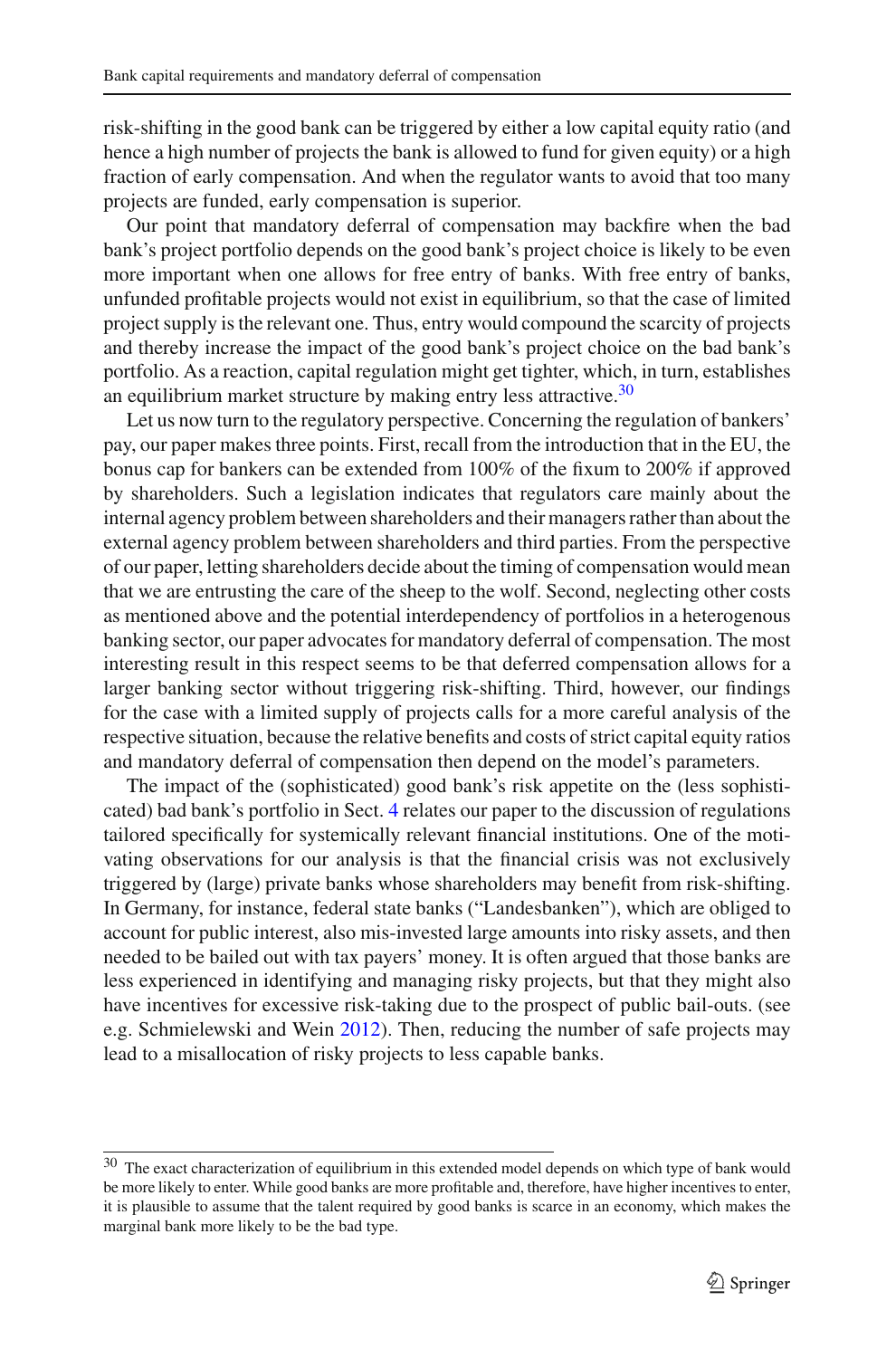risk-shifting in the good bank can be triggered by either a low capital equity ratio (and hence a high number of projects the bank is allowed to fund for given equity) or a high fraction of early compensation. And when the regulator wants to avoid that too many projects are funded, early compensation is superior.

Our point that mandatory deferral of compensation may backfire when the bad bank's project portfolio depends on the good bank's project choice is likely to be even more important when one allows for free entry of banks. With free entry of banks, unfunded profitable projects would not exist in equilibrium, so that the case of limited project supply is the relevant one. Thus, entry would compound the scarcity of projects and thereby increase the impact of the good bank's project choice on the bad bank's portfolio. As a reaction, capital regulation might get tighter, which, in turn, establishes an equilibrium market structure by making entry less attractive.[30]

Let us now turn to the regulatory perspective. Concerning the regulation of bankers' pay, our paper makes three points. First, recall from the introduction that in the EU, the bonus cap for bankers can be extended from 100% of the fixum to 200% if approved by shareholders. Such a legislation indicates that regulators care mainly about the internal agency problem between shareholders and their managers rather than about the external agency problem between shareholders and third parties. From the perspective of our paper, letting shareholders decide about the timing of compensation would mean that we are entrusting the care of the sheep to the wolf. Second, neglecting other costs as mentioned above and the potential interdependency of portfolios in a heterogenous banking sector, our paper advocates for mandatory deferral of compensation. The most interesting result in this respect seems to be that deferred compensation allows for a larger banking sector without triggering risk-shifting. Third, however, our findings for the case with a limited supply of projects calls for a more careful analysis of the respective situation, because the relative benefits and costs of strict capital equity ratios and mandatory deferral of compensation then depend on the model's parameters.

The impact of the (sophisticated) good bank's risk appetite on the (less sophisticated) bad bank's portfolio in Sect. 4 relates our paper to the discussion of regulations tailored specifically for systemically relevant financial institutions. One of the motivating observations for our analysis is that the financial crisis was not exclusively triggered by (large) private banks whose shareholders may benefit from risk-shifting. In Germany, for instance, federal state banks ("Landesbanken"), which are obliged to account for public interest, also mis-invested large amounts into risky assets, and then needed to be bailed out with tax payers' money. It is often argued that those banks are less experienced in identifying and managing risky projects, but that they might also have incentives for excessive risk-taking due to the prospect of public bail-outs. (see e.g. Schmielewski and Wein 2012). Then, reducing the number of safe projects may lead to a misallocation of risky projects to less capable banks.

---

[30] The exact characterization of equilibrium in this extended model depends on which type of bank would be more likely to enter. While good banks are more profitable and, therefore, have higher incentives to enter, it is plausible to assume that the talent required by good banks is scarce in an economy, which makes the marginal bank more likely to be the bad type.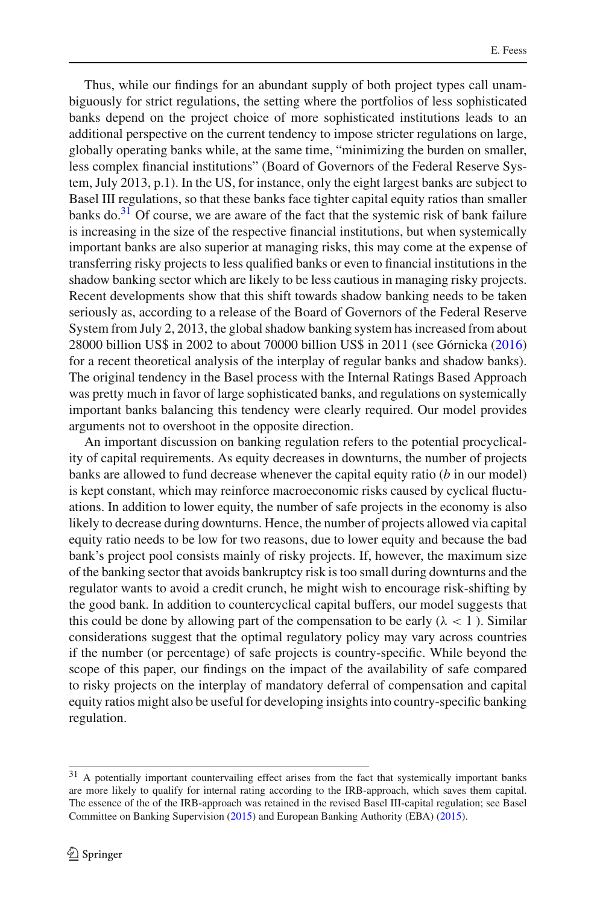Thus, while our findings for an abundant supply of both project types call unambiguously for strict regulations, the setting where the portfolios of less sophisticated banks depend on the project choice of more sophisticated institutions leads to an additional perspective on the current tendency to impose stricter regulations on large, globally operating banks while, at the same time, "minimizing the burden on smaller, less complex financial institutions" (Board of Governors of the Federal Reserve System, July 2013, p.1). In the US, for instance, only the eight largest banks are subject to Basel III regulations, so that these banks face tighter capital equity ratios than smaller banks do.[31] Of course, we are aware of the fact that the systemic risk of bank failure is increasing in the size of the respective financial institutions, but when systemically important banks are also superior at managing risks, this may come at the expense of transferring risky projects to less qualified banks or even to financial institutions in the shadow banking sector which are likely to be less cautious in managing risky projects. Recent developments show that this shift towards shadow banking needs to be taken seriously as, according to a release of the Board of Governors of the Federal Reserve System from July 2, 2013, the global shadow banking system has increased from about 28000 billion US$ in 2002 to about 70000 billion US$ in 2011 (see Górnicka (2016) for a recent theoretical analysis of the interplay of regular banks and shadow banks). The original tendency in the Basel process with the Internal Ratings Based Approach was pretty much in favor of large sophisticated banks, and regulations on systemically important banks balancing this tendency were clearly required. Our model provides arguments not to overshoot in the opposite direction.

An important discussion on banking regulation refers to the potential procyclicality of capital requirements. As equity decreases in downturns, the number of projects banks are allowed to fund decrease whenever the capital equity ratio ($b$ in our model) is kept constant, which may reinforce macroeconomic risks caused by cyclical fluctuations. In addition to lower equity, the number of safe projects in the economy is also likely to decrease during downturns. Hence, the number of projects allowed via capital equity ratio needs to be low for two reasons, due to lower equity and because the bad bank's project pool consists mainly of risky projects. If, however, the maximum size of the banking sector that avoids bankruptcy risk is too small during downturns and the regulator wants to avoid a credit crunch, he might wish to encourage risk-shifting by the good bank. In addition to countercyclical capital buffers, our model suggests that this could be done by allowing part of the compensation to be early ($\lambda < 1$). Similar considerations suggest that the optimal regulatory policy may vary across countries if the number (or percentage) of safe projects is country-specific. While beyond the scope of this paper, our findings on the impact of the availability of safe compared to risky projects on the interplay of mandatory deferral of compensation and capital equity ratios might also be useful for developing insights into country-specific banking regulation.

---

[31] A potentially important countervailing effect arises from the fact that systemically important banks are more likely to qualify for internal rating according to the IRB-approach, which saves them capital. The essence of the of the IRB-approach was retained in the revised Basel III-capital regulation; see Basel Committee on Banking Supervision (2015) and European Banking Authority (EBA) (2015).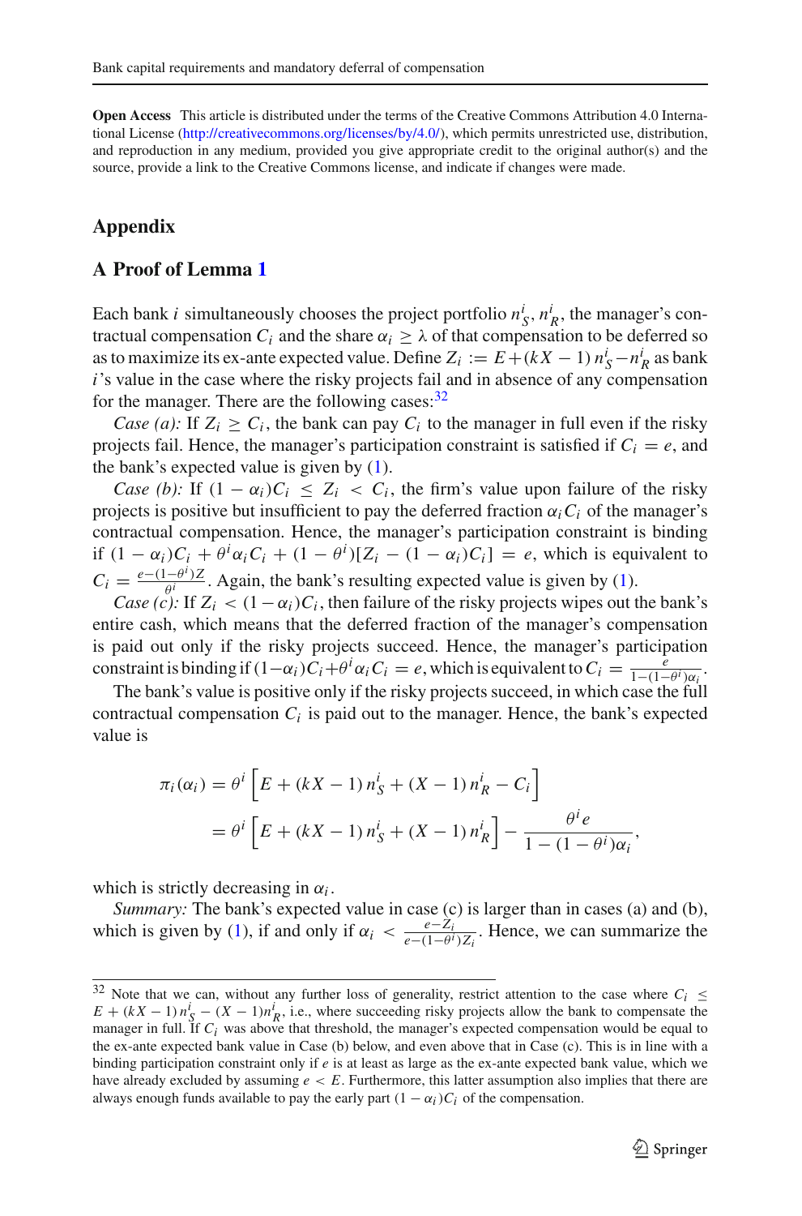**Open Access** This article is distributed under the terms of the Creative Commons Attribution 4.0 International License (http://creativecommons.org/licenses/by/4.0/), which permits unrestricted use, distribution, and reproduction in any medium, provided you give appropriate credit to the original author(s) and the source, provide a link to the Creative Commons license, and indicate if changes were made.

## Appendix

### A Proof of Lemma 1

Each bank $i$ simultaneously chooses the project portfolio $n_S^i, n_R^i$, the manager's contractual compensation $C_i$ and the share $\alpha_i \geq \lambda$ of that compensation to be deferred so as to maximize its ex-ante expected value. Define $Z_i := E + (kX - 1)\, n_S^i - n_R^i$ as bank $i$'s value in the case where the risky projects fail and in absence of any compensation for the manager. There are the following cases:[32]

*Case (a):* If $Z_i \geq C_i$, the bank can pay $C_i$ to the manager in full even if the risky projects fail. Hence, the manager's participation constraint is satisfied if $C_i = e$, and the bank's expected value is given by (1).

*Case (b):* If $(1 - \alpha_i)C_i \leq Z_i < C_i$, the firm's value upon failure of the risky projects is positive but insufficient to pay the deferred fraction $\alpha_i C_i$ of the manager's contractual compensation. Hence, the manager's participation constraint is binding if $(1 - \alpha_i)C_i + \theta^i \alpha_i C_i + (1 - \theta^i)[Z_i - (1 - \alpha_i)C_i] = e$, which is equivalent to $C_i = \frac{e-(1-\theta^i)Z}{\theta^i}$. Again, the bank's resulting expected value is given by (1).

*Case (c):* If $Z_i < (1-\alpha_i)C_i$, then failure of the risky projects wipes out the bank's entire cash, which means that the deferred fraction of the manager's compensation is paid out only if the risky projects succeed. Hence, the manager's participation constraint is binding if $(1-\alpha_i)C_i + \theta^i \alpha_i C_i = e$, which is equivalent to $C_i = \frac{e}{1-(1-\theta^i)\alpha_i}$.

The bank's value is positive only if the risky projects succeed, in which case the full contractual compensation $C_i$ is paid out to the manager. Hence, the bank's expected value is

$$
\begin{aligned}
\pi_i(\alpha_i) &= \theta^i \left[ E + (kX - 1)\, n_S^i + (X - 1)\, n_R^i - C_i \right] \\
&= \theta^i \left[ E + (kX - 1)\, n_S^i + (X - 1)\, n_R^i \right] - \frac{\theta^i e}{1 - (1 - \theta^i)\alpha_i},
\end{aligned}
$$

which is strictly decreasing in $\alpha_i$.

*Summary:* The bank's expected value in case (c) is larger than in cases (a) and (b), which is given by (1), if and only if $\alpha_i < \frac{e-Z_i}{e-(1-\theta^i)Z_i}$. Hence, we can summarize the

[32] Note that we can, without any further loss of generality, restrict attention to the case where $C_i \leq E + (kX - 1)\, n_S^i - (X - 1)n_R^i$, i.e., where succeeding risky projects allow the bank to compensate the manager in full. If $C_i$ was above that threshold, the manager's expected compensation would be equal to the ex-ante expected bank value in Case (b) below, and even above that in Case (c). This is in line with a binding participation constraint only if $e$ is at least as large as the ex-ante expected bank value, which we have already excluded by assuming $e < E$. Furthermore, this latter assumption also implies that there are always enough funds available to pay the early part $(1 - \alpha_i)C_i$ of the compensation.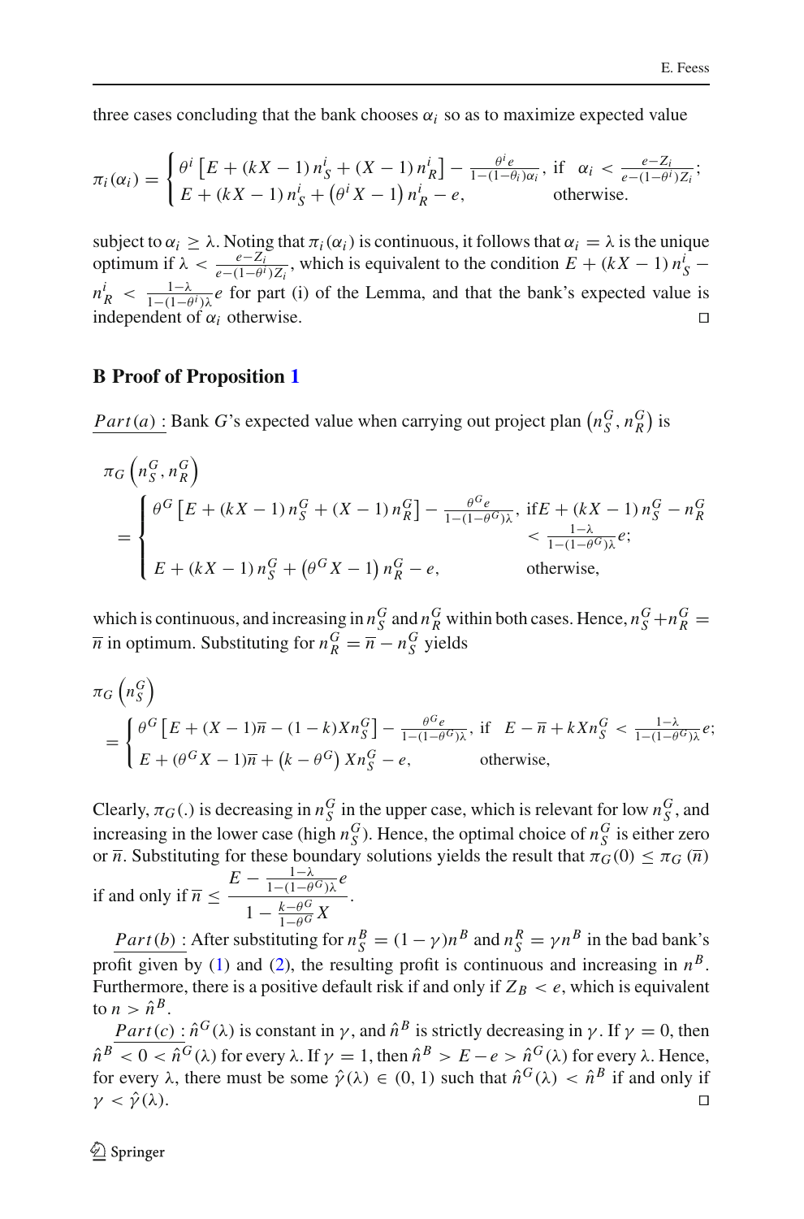three cases concluding that the bank chooses $\alpha_i$ so as to maximize expected value

$$\pi_i(\alpha_i) = \begin{cases} \theta^i \left[E + (kX-1)\, n_S^i + (X-1)\, n_R^i\right] - \frac{\theta^i e}{1-(1-\theta_i)\alpha_i}, & \text{if} \quad \alpha_i < \frac{e-Z_i}{e-(1-\theta^i)Z_i}; \\ E + (kX-1)\, n_S^i + \left(\theta^i X - 1\right) n_R^i - e, & \text{otherwise.} \end{cases}$$

subject to $\alpha_i \geq \lambda$. Noting that $\pi_i(\alpha_i)$ is continuous, it follows that $\alpha_i = \lambda$ is the unique optimum if $\lambda < \frac{e-Z_i}{e-(1-\theta^i)Z_i}$, which is equivalent to the condition $E + (kX-1)\, n_S^i - n_R^i < \frac{1-\lambda}{1-(1-\theta^i)\lambda} e$ for part (i) of the Lemma, and that the bank's expected value is independent of $\alpha_i$ otherwise. □

## B Proof of Proposition 1

$\underline{Part(a)}$ : Bank $G$'s expected value when carrying out project plan $\left(n_S^G, n_R^G\right)$ is

$$\pi_G\left(n_S^G, n_R^G\right) = \begin{cases} \theta^G \left[E + (kX-1)\, n_S^G + (X-1)\, n_R^G\right] - \frac{\theta^G e}{1-(1-\theta^G)\lambda}, & \text{if} E + (kX-1)\, n_S^G - n_R^G < \frac{1-\lambda}{1-(1-\theta^G)\lambda} e; \\ E + (kX-1)\, n_S^G + \left(\theta^G X - 1\right) n_R^G - e, & \text{otherwise,} \end{cases}$$

which is continuous, and increasing in $n_S^G$ and $n_R^G$ within both cases. Hence, $n_S^G + n_R^G = \overline{n}$ in optimum. Substituting for $n_R^G = \overline{n} - n_S^G$ yields

$$\pi_G\left(n_S^G\right) = \begin{cases} \theta^G \left[E + (X-1)\overline{n} - (1-k) X n_S^G\right] - \frac{\theta^G e}{1-(1-\theta^G)\lambda}, & \text{if} \quad E - \overline{n} + kX n_S^G < \frac{1-\lambda}{1-(1-\theta^G)\lambda} e; \\ E + (\theta^G X - 1)\overline{n} + \left(k - \theta^G\right) X n_S^G - e, & \text{otherwise,} \end{cases}$$

Clearly, $\pi_G(.)$ is decreasing in $n_S^G$ in the upper case, which is relevant for low $n_S^G$, and increasing in the lower case (high $n_S^G$). Hence, the optimal choice of $n_S^G$ is either zero or $\overline{n}$. Substituting for these boundary solutions yields the result that $\pi_G(0) \leq \pi_G(\overline{n})$ if and only if $\overline{n} \leq \dfrac{E - \frac{1-\lambda}{1-(1-\theta^G)\lambda} e}{1 - \frac{k-\theta^G}{1-\theta^G} X}$.

$\underline{Part(b)}$ : After substituting for $n_S^B = (1-\gamma) n^B$ and $n_S^R = \gamma n^B$ in the bad bank's profit given by (1) and (2), the resulting profit is continuous and increasing in $n^B$. Furthermore, there is a positive default risk if and only if $Z_B < e$, which is equivalent to $n > \hat{n}^B$.

$\underline{Part(c)}$ : $\hat{n}^G(\lambda)$ is constant in $\gamma$, and $\hat{n}^B$ is strictly decreasing in $\gamma$. If $\gamma = 0$, then $\hat{n}^B < 0 < \hat{n}^G(\lambda)$ for every $\lambda$. If $\gamma = 1$, then $\hat{n}^B > E - e > \hat{n}^G(\lambda)$ for every $\lambda$. Hence, for every $\lambda$, there must be some $\hat{\gamma}(\lambda) \in (0,1)$ such that $\hat{n}^G(\lambda) < \hat{n}^B$ if and only if $\gamma < \hat{\gamma}(\lambda)$. □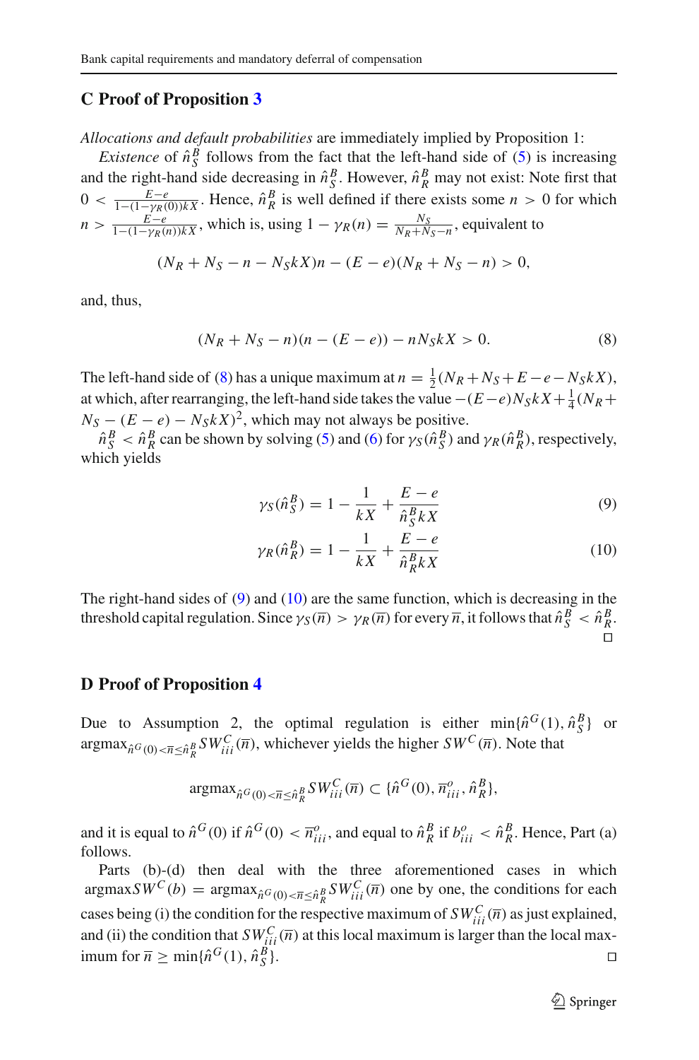## C Proof of Proposition 3

*Allocations and default probabilities* are immediately implied by Proposition 1:

*Existence* of $\hat{n}_S^B$ follows from the fact that the left-hand side of (5) is increasing and the right-hand side decreasing in $\hat{n}_S^B$. However, $\hat{n}_R^B$ may not exist: Note first that $0 < \frac{E-e}{1-(1-\gamma_R(0))kX}$. Hence, $\hat{n}_R^B$ is well defined if there exists some $n > 0$ for which $n > \frac{E-e}{1-(1-\gamma_R(n))kX}$, which is, using $1 - \gamma_R(n) = \frac{N_S}{N_R+N_S-n}$, equivalent to

$$(N_R + N_S - n - N_S kX)n - (E - e)(N_R + N_S - n) > 0,$$

and, thus,

$$(N_R + N_S - n)(n - (E - e)) - nN_S kX > 0. \tag{8}$$

The left-hand side of (8) has a unique maximum at $n = \frac{1}{2}(N_R + N_S + E - e - N_S kX)$, at which, after rearranging, the left-hand side takes the value $-(E-e)N_S kX + \frac{1}{4}(N_R + N_S - (E - e) - N_S kX)^2$, which may not always be positive.

$\hat{n}_S^B < \hat{n}_R^B$ can be shown by solving (5) and (6) for $\gamma_S(\hat{n}_S^B)$ and $\gamma_R(\hat{n}_R^B)$, respectively, which yields

$$\gamma_S(\hat{n}_S^B) = 1 - \frac{1}{kX} + \frac{E-e}{\hat{n}_S^B kX} \tag{9}$$

$$\gamma_R(\hat{n}_R^B) = 1 - \frac{1}{kX} + \frac{E-e}{\hat{n}_R^B kX} \tag{10}$$

The right-hand sides of (9) and (10) are the same function, which is decreasing in the threshold capital regulation. Since $\gamma_S(\overline{n}) > \gamma_R(\overline{n})$ for every $\overline{n}$, it follows that $\hat{n}_S^B < \hat{n}_R^B$. □

## D Proof of Proposition 4

Due to Assumption 2, the optimal regulation is either $\min\{\hat{n}^G(1), \hat{n}_S^B\}$ or $\text{argmax}_{\hat{n}^G(0)<\overline{n}\leq\hat{n}_R^B} SW_{iii}^C(\overline{n})$, whichever yields the higher $SW^C(\overline{n})$. Note that

$$\text{argmax}_{\hat{n}^G(0)<\overline{n}\leq\hat{n}_R^B} SW_{iii}^C(\overline{n}) \subset \{\hat{n}^G(0), \overline{n}_{iii}^o, \hat{n}_R^B\},$$

and it is equal to $\hat{n}^G(0)$ if $\hat{n}^G(0) < \overline{n}_{iii}^o$, and equal to $\hat{n}_R^B$ if $b_{iii}^o < \hat{n}_R^B$. Hence, Part (a) follows.

Parts (b)-(d) then deal with the three aforementioned cases in which $\text{argmax} SW^C(b) = \text{argmax}_{\hat{n}^G(0)<\overline{n}\leq\hat{n}_R^B} SW_{iii}^C(\overline{n})$ one by one, the conditions for each cases being (i) the condition for the respective maximum of $SW_{iii}^C(\overline{n})$ as just explained, and (ii) the condition that $SW_{iii}^C(\overline{n})$ at this local maximum is larger than the local maximum for $\overline{n} \geq \min\{\hat{n}^G(1), \hat{n}_S^B\}$. □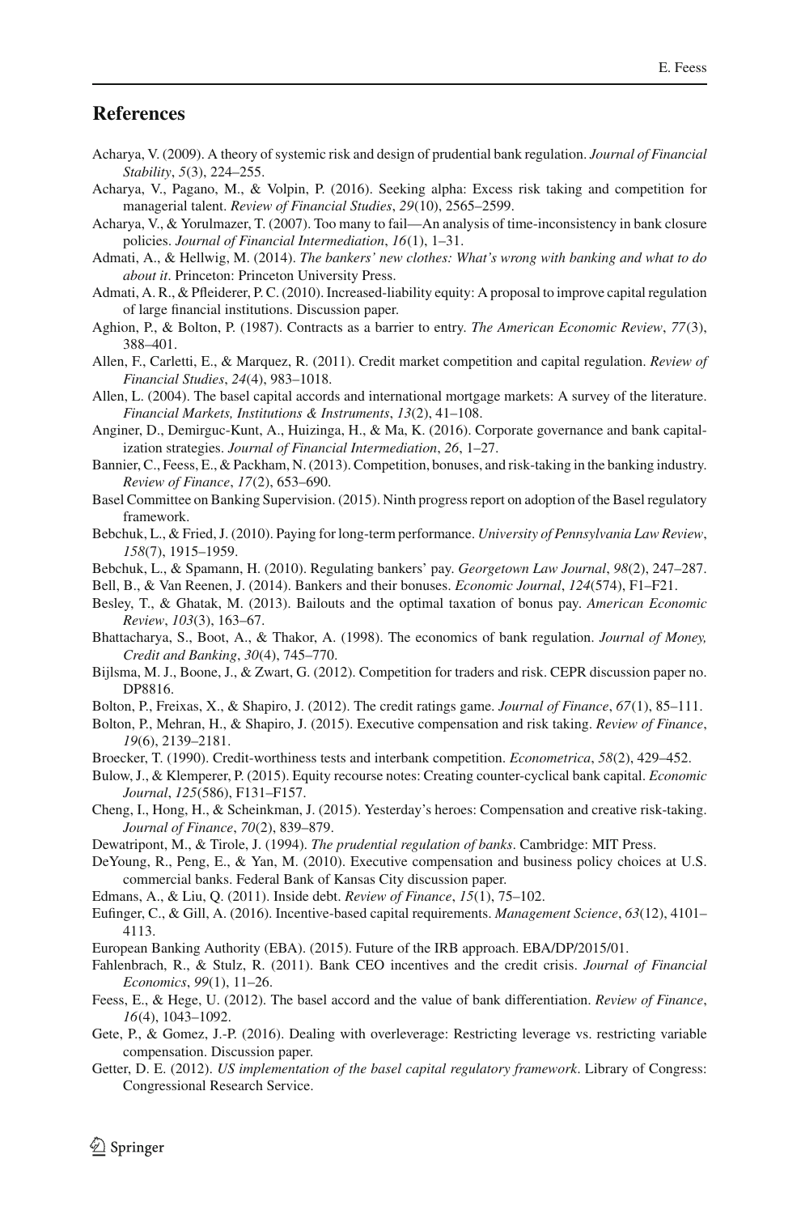## References

Acharya, V. (2009). A theory of systemic risk and design of prudential bank regulation. *Journal of Financial Stability*, *5*(3), 224–255.

Acharya, V., Pagano, M., & Volpin, P. (2016). Seeking alpha: Excess risk taking and competition for managerial talent. *Review of Financial Studies*, *29*(10), 2565–2599.

Acharya, V., & Yorulmazer, T. (2007). Too many to fail—An analysis of time-inconsistency in bank closure policies. *Journal of Financial Intermediation*, *16*(1), 1–31.

Admati, A., & Hellwig, M. (2014). *The bankers' new clothes: What's wrong with banking and what to do about it*. Princeton: Princeton University Press.

Admati, A. R., & Pfleiderer, P. C. (2010). Increased-liability equity: A proposal to improve capital regulation of large financial institutions. Discussion paper.

Aghion, P., & Bolton, P. (1987). Contracts as a barrier to entry. *The American Economic Review*, *77*(3), 388–401.

Allen, F., Carletti, E., & Marquez, R. (2011). Credit market competition and capital regulation. *Review of Financial Studies*, *24*(4), 983–1018.

Allen, L. (2004). The basel capital accords and international mortgage markets: A survey of the literature. *Financial Markets, Institutions & Instruments*, *13*(2), 41–108.

Anginer, D., Demirguc-Kunt, A., Huizinga, H., & Ma, K. (2016). Corporate governance and bank capitalization strategies. *Journal of Financial Intermediation*, *26*, 1–27.

Bannier, C., Feess, E., & Packham, N. (2013). Competition, bonuses, and risk-taking in the banking industry. *Review of Finance*, *17*(2), 653–690.

Basel Committee on Banking Supervision. (2015). Ninth progress report on adoption of the Basel regulatory framework.

Bebchuk, L., & Fried, J. (2010). Paying for long-term performance. *University of Pennsylvania Law Review*, *158*(7), 1915–1959.

Bebchuk, L., & Spamann, H. (2010). Regulating bankers' pay. *Georgetown Law Journal*, *98*(2), 247–287.

Bell, B., & Van Reenen, J. (2014). Bankers and their bonuses. *Economic Journal*, *124*(574), F1–F21.

Besley, T., & Ghatak, M. (2013). Bailouts and the optimal taxation of bonus pay. *American Economic Review*, *103*(3), 163–67.

Bhattacharya, S., Boot, A., & Thakor, A. (1998). The economics of bank regulation. *Journal of Money, Credit and Banking*, *30*(4), 745–770.

Bijlsma, M. J., Boone, J., & Zwart, G. (2012). Competition for traders and risk. CEPR discussion paper no. DP8816.

Bolton, P., Freixas, X., & Shapiro, J. (2012). The credit ratings game. *Journal of Finance*, *67*(1), 85–111.

Bolton, P., Mehran, H., & Shapiro, J. (2015). Executive compensation and risk taking. *Review of Finance*, *19*(6), 2139–2181.

Broecker, T. (1990). Credit-worthiness tests and interbank competition. *Econometrica*, *58*(2), 429–452.

Bulow, J., & Klemperer, P. (2015). Equity recourse notes: Creating counter-cyclical bank capital. *Economic Journal*, *125*(586), F131–F157.

Cheng, I., Hong, H., & Scheinkman, J. (2015). Yesterday's heroes: Compensation and creative risk-taking. *Journal of Finance*, *70*(2), 839–879.

Dewatripont, M., & Tirole, J. (1994). *The prudential regulation of banks*. Cambridge: MIT Press.

DeYoung, R., Peng, E., & Yan, M. (2010). Executive compensation and business policy choices at U.S. commercial banks. Federal Bank of Kansas City discussion paper.

Edmans, A., & Liu, Q. (2011). Inside debt. *Review of Finance*, *15*(1), 75–102.

Eufinger, C., & Gill, A. (2016). Incentive-based capital requirements. *Management Science*, *63*(12), 4101–4113.

European Banking Authority (EBA). (2015). Future of the IRB approach. EBA/DP/2015/01.

Fahlenbrach, R., & Stulz, R. (2011). Bank CEO incentives and the credit crisis. *Journal of Financial Economics*, *99*(1), 11–26.

Feess, E., & Hege, U. (2012). The basel accord and the value of bank differentiation. *Review of Finance*, *16*(4), 1043–1092.

Gete, P., & Gomez, J.-P. (2016). Dealing with overleverage: Restricting leverage vs. restricting variable compensation. Discussion paper.

Getter, D. E. (2012). *US implementation of the basel capital regulatory framework*. Library of Congress: Congressional Research Service.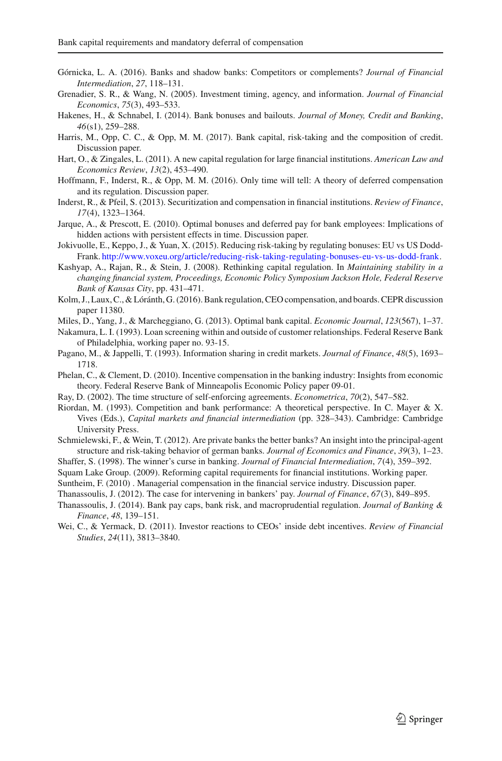Górnicka, L. A. (2016). Banks and shadow banks: Competitors or complements? *Journal of Financial Intermediation*, *27*, 118–131.

Grenadier, S. R., & Wang, N. (2005). Investment timing, agency, and information. *Journal of Financial Economics*, *75*(3), 493–533.

Hakenes, H., & Schnabel, I. (2014). Bank bonuses and bailouts. *Journal of Money, Credit and Banking*, *46*(s1), 259–288.

Harris, M., Opp, C. C., & Opp, M. M. (2017). Bank capital, risk-taking and the composition of credit. Discussion paper.

Hart, O., & Zingales, L. (2011). A new capital regulation for large financial institutions. *American Law and Economics Review*, *13*(2), 453–490.

Hoffmann, F., Inderst, R., & Opp, M. M. (2016). Only time will tell: A theory of deferred compensation and its regulation. Discussion paper.

Inderst, R., & Pfeil, S. (2013). Securitization and compensation in financial institutions. *Review of Finance*, *17*(4), 1323–1364.

Jarque, A., & Prescott, E. (2010). Optimal bonuses and deferred pay for bank employees: Implications of hidden actions with persistent effects in time. Discussion paper.

Jokivuolle, E., Keppo, J., & Yuan, X. (2015). Reducing risk-taking by regulating bonuses: EU vs US Dodd-Frank. http://www.voxeu.org/article/reducing-risk-taking-regulating-bonuses-eu-vs-us-dodd-frank.

Kashyap, A., Rajan, R., & Stein, J. (2008). Rethinking capital regulation. In *Maintaining stability in a changing financial system, Proceedings, Economic Policy Symposium Jackson Hole, Federal Reserve Bank of Kansas City*, pp. 431–471.

Kolm, J., Laux, C., & Lóránth, G. (2016). Bank regulation, CEO compensation, and boards. CEPR discussion paper 11380.

Miles, D., Yang, J., & Marcheggiano, G. (2013). Optimal bank capital. *Economic Journal*, *123*(567), 1–37.

Nakamura, L. I. (1993). Loan screening within and outside of customer relationships. Federal Reserve Bank of Philadelphia, working paper no. 93-15.

Pagano, M., & Jappelli, T. (1993). Information sharing in credit markets. *Journal of Finance*, *48*(5), 1693–1718.

Phelan, C., & Clement, D. (2010). Incentive compensation in the banking industry: Insights from economic theory. Federal Reserve Bank of Minneapolis Economic Policy paper 09-01.

Ray, D. (2002). The time structure of self-enforcing agreements. *Econometrica*, *70*(2), 547–582.

Riordan, M. (1993). Competition and bank performance: A theoretical perspective. In C. Mayer & X. Vives (Eds.), *Capital markets and financial intermediation* (pp. 328–343). Cambridge: Cambridge University Press.

Schmielewski, F., & Wein, T. (2012). Are private banks the better banks? An insight into the principal-agent structure and risk-taking behavior of german banks. *Journal of Economics and Finance*, *39*(3), 1–23.

Shaffer, S. (1998). The winner's curse in banking. *Journal of Financial Intermediation*, *7*(4), 359–392.

Squam Lake Group. (2009). Reforming capital requirements for financial institutions. Working paper.

Suntheim, F. (2010) . Managerial compensation in the financial service industry. Discussion paper.

Thanassoulis, J. (2012). The case for intervening in bankers' pay. *Journal of Finance*, *67*(3), 849–895.

Thanassoulis, J. (2014). Bank pay caps, bank risk, and macroprudential regulation. *Journal of Banking & Finance*, *48*, 139–151.

Wei, C., & Yermack, D. (2011). Investor reactions to CEOs' inside debt incentives. *Review of Financial Studies*, *24*(11), 3813–3840.